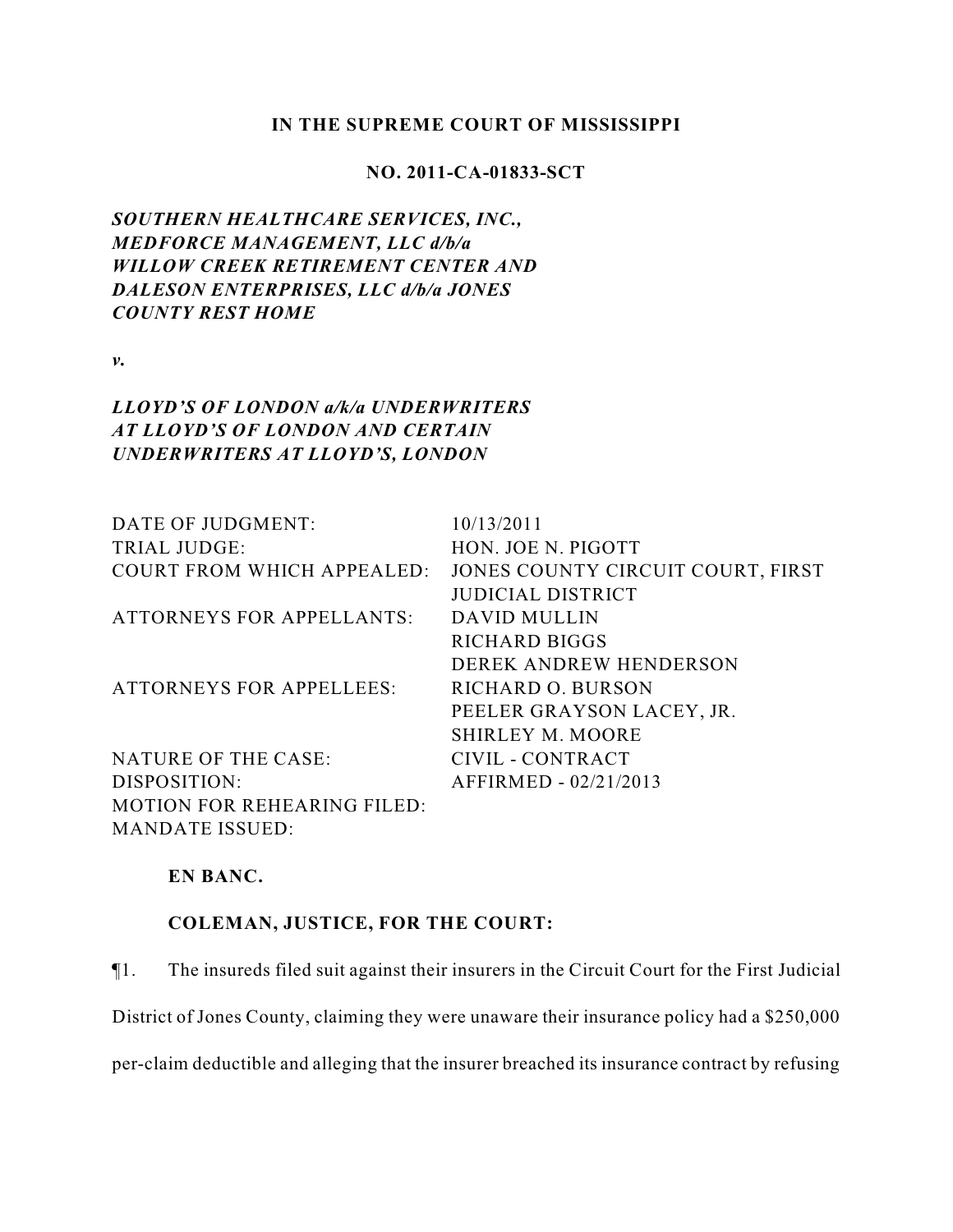**IN THE SUPREME COURT OF MISSISSIPPI**

**NO. 2011-CA-01833-SCT**

***SOUTHERN HEALTHCARE SERVICES, INC., MEDFORCE MANAGEMENT, LLC d/b/a WILLOW CREEK RETIREMENT CENTER AND DALESON ENTERPRISES, LLC d/b/a JONES COUNTY REST HOME***

***v.***

***LLOYD'S OF LONDON a/k/a UNDERWRITERS AT LLOYD'S OF LONDON AND CERTAIN UNDERWRITERS AT LLOYD'S, LONDON***

| | |
|---|---|
| DATE OF JUDGMENT: | 10/13/2011 |
| TRIAL JUDGE: | HON. JOE N. PIGOTT |
| COURT FROM WHICH APPEALED: | JONES COUNTY CIRCUIT COURT, FIRST JUDICIAL DISTRICT |
| ATTORNEYS FOR APPELLANTS: | DAVID MULLIN<br>RICHARD BIGGS<br>DEREK ANDREW HENDERSON |
| ATTORNEYS FOR APPELLEES: | RICHARD O. BURSON<br>PEELER GRAYSON LACEY, JR.<br>SHIRLEY M. MOORE |
| NATURE OF THE CASE: | CIVIL - CONTRACT |
| DISPOSITION: | AFFIRMED - 02/21/2013 |
| MOTION FOR REHEARING FILED: | |
| MANDATE ISSUED: | |

**EN BANC.**

**COLEMAN, JUSTICE, FOR THE COURT:**

¶1. The insureds filed suit against their insurers in the Circuit Court for the First Judicial District of Jones County, claiming they were unaware their insurance policy had a $250,000 per-claim deductible and alleging that the insurer breached its insurance contract by refusing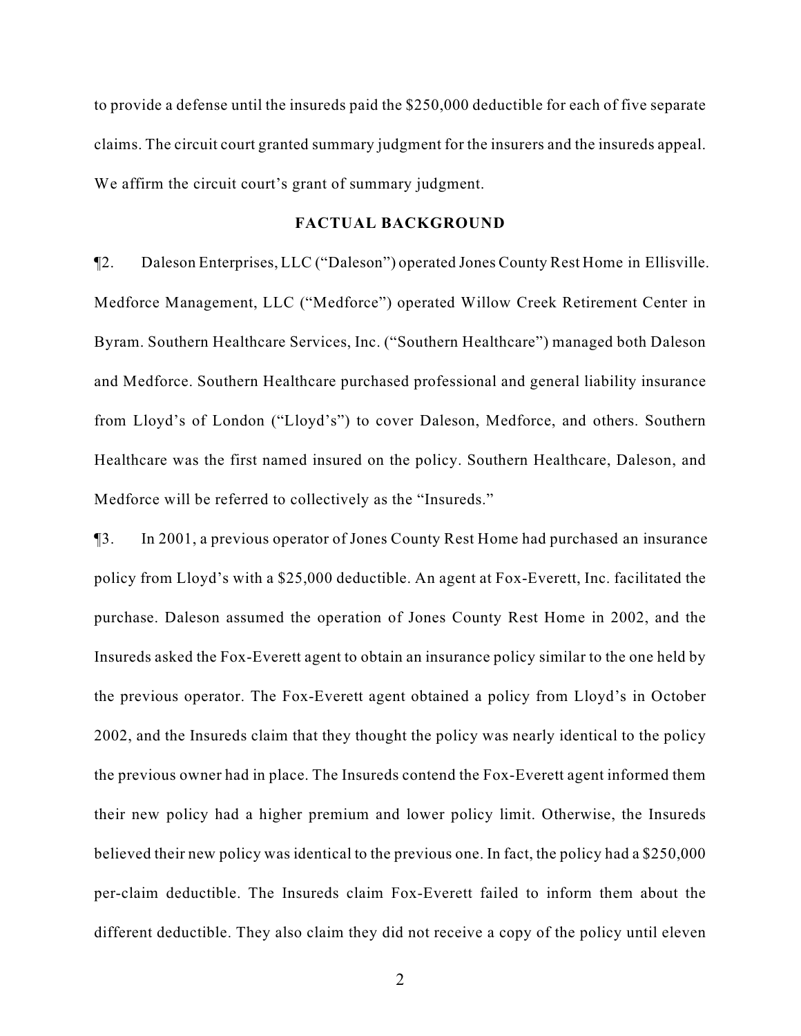to provide a defense until the insureds paid the $250,000 deductible for each of five separate claims. The circuit court granted summary judgment for the insurers and the insureds appeal. We affirm the circuit court's grant of summary judgment.

## FACTUAL BACKGROUND

¶2. Daleson Enterprises, LLC ("Daleson") operated Jones County Rest Home in Ellisville. Medforce Management, LLC ("Medforce") operated Willow Creek Retirement Center in Byram. Southern Healthcare Services, Inc. ("Southern Healthcare") managed both Daleson and Medforce. Southern Healthcare purchased professional and general liability insurance from Lloyd's of London ("Lloyd's") to cover Daleson, Medforce, and others. Southern Healthcare was the first named insured on the policy. Southern Healthcare, Daleson, and Medforce will be referred to collectively as the "Insureds."

¶3. In 2001, a previous operator of Jones County Rest Home had purchased an insurance policy from Lloyd's with a $25,000 deductible. An agent at Fox-Everett, Inc. facilitated the purchase. Daleson assumed the operation of Jones County Rest Home in 2002, and the Insureds asked the Fox-Everett agent to obtain an insurance policy similar to the one held by the previous operator. The Fox-Everett agent obtained a policy from Lloyd's in October 2002, and the Insureds claim that they thought the policy was nearly identical to the policy the previous owner had in place. The Insureds contend the Fox-Everett agent informed them their new policy had a higher premium and lower policy limit. Otherwise, the Insureds believed their new policy was identical to the previous one. In fact, the policy had a $250,000 per-claim deductible. The Insureds claim Fox-Everett failed to inform them about the different deductible. They also claim they did not receive a copy of the policy until eleven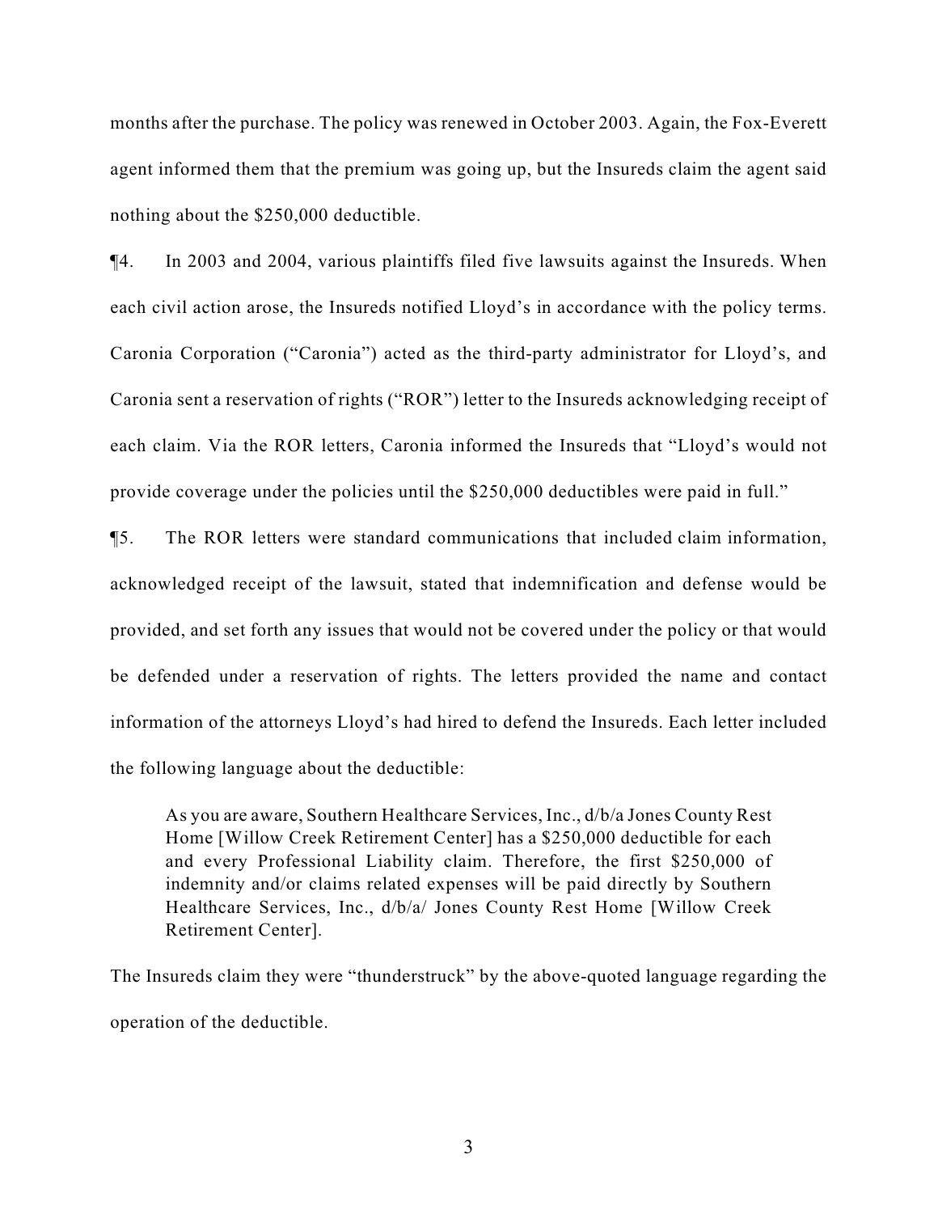months after the purchase. The policy was renewed in October 2003. Again, the Fox-Everett agent informed them that the premium was going up, but the Insureds claim the agent said nothing about the $250,000 deductible.

¶4. In 2003 and 2004, various plaintiffs filed five lawsuits against the Insureds. When each civil action arose, the Insureds notified Lloyd's in accordance with the policy terms. Caronia Corporation ("Caronia") acted as the third-party administrator for Lloyd's, and Caronia sent a reservation of rights ("ROR") letter to the Insureds acknowledging receipt of each claim. Via the ROR letters, Caronia informed the Insureds that "Lloyd's would not provide coverage under the policies until the $250,000 deductibles were paid in full."

¶5. The ROR letters were standard communications that included claim information, acknowledged receipt of the lawsuit, stated that indemnification and defense would be provided, and set forth any issues that would not be covered under the policy or that would be defended under a reservation of rights. The letters provided the name and contact information of the attorneys Lloyd's had hired to defend the Insureds. Each letter included the following language about the deductible:

> As you are aware, Southern Healthcare Services, Inc., d/b/a Jones County Rest Home [Willow Creek Retirement Center] has a $250,000 deductible for each and every Professional Liability claim. Therefore, the first $250,000 of indemnity and/or claims related expenses will be paid directly by Southern Healthcare Services, Inc., d/b/a/ Jones County Rest Home [Willow Creek Retirement Center].

The Insureds claim they were "thunderstruck" by the above-quoted language regarding the operation of the deductible.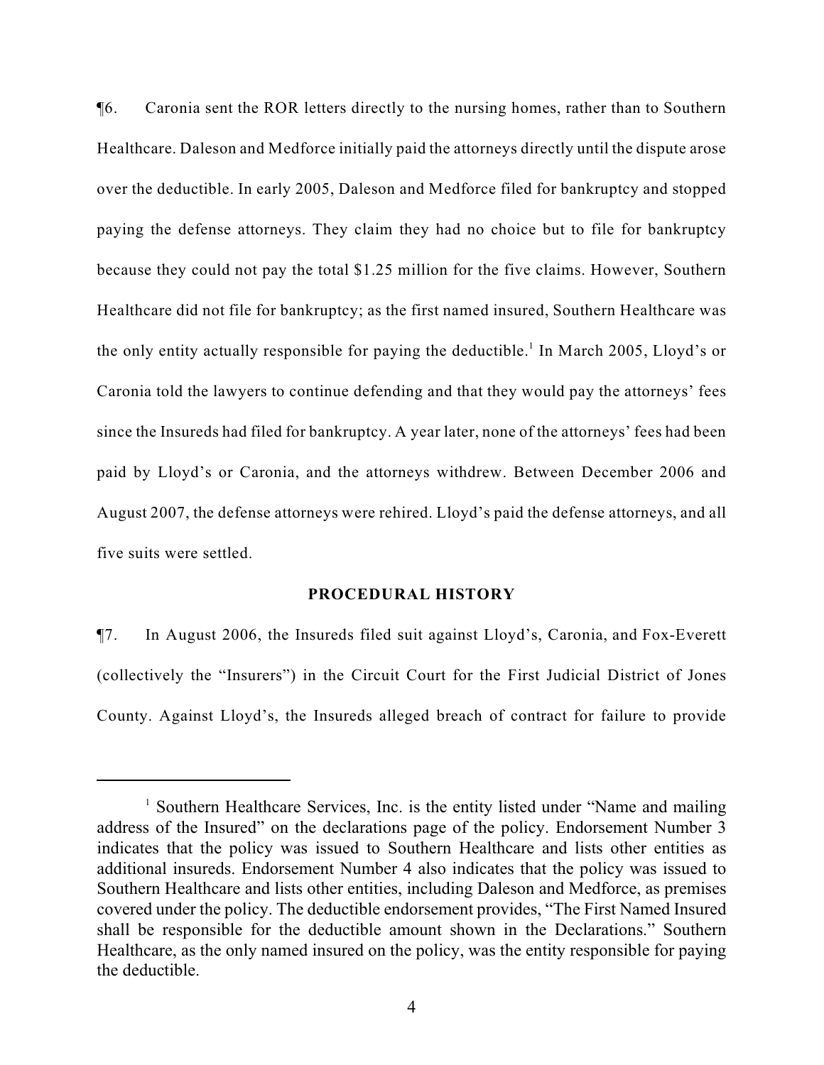¶6. Caronia sent the ROR letters directly to the nursing homes, rather than to Southern Healthcare. Daleson and Medforce initially paid the attorneys directly until the dispute arose over the deductible. In early 2005, Daleson and Medforce filed for bankruptcy and stopped paying the defense attorneys. They claim they had no choice but to file for bankruptcy because they could not pay the total $1.25 million for the five claims. However, Southern Healthcare did not file for bankruptcy; as the first named insured, Southern Healthcare was the only entity actually responsible for paying the deductible.[1] In March 2005, Lloyd's or Caronia told the lawyers to continue defending and that they would pay the attorneys' fees since the Insureds had filed for bankruptcy. A year later, none of the attorneys' fees had been paid by Lloyd's or Caronia, and the attorneys withdrew. Between December 2006 and August 2007, the defense attorneys were rehired. Lloyd's paid the defense attorneys, and all five suits were settled.

## PROCEDURAL HISTORY

¶7. In August 2006, the Insureds filed suit against Lloyd's, Caronia, and Fox-Everett (collectively the "Insurers") in the Circuit Court for the First Judicial District of Jones County. Against Lloyd's, the Insureds alleged breach of contract for failure to provide

---

[1] Southern Healthcare Services, Inc. is the entity listed under "Name and mailing address of the Insured" on the declarations page of the policy. Endorsement Number 3 indicates that the policy was issued to Southern Healthcare and lists other entities as additional insureds. Endorsement Number 4 also indicates that the policy was issued to Southern Healthcare and lists other entities, including Daleson and Medforce, as premises covered under the policy. The deductible endorsement provides, "The First Named Insured shall be responsible for the deductible amount shown in the Declarations." Southern Healthcare, as the only named insured on the policy, was the entity responsible for paying the deductible.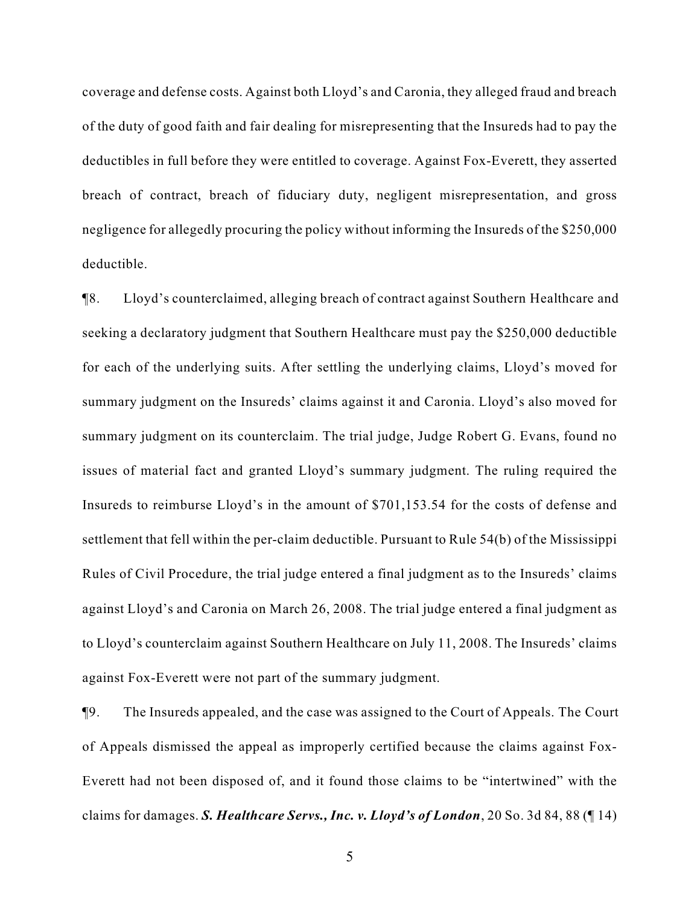coverage and defense costs. Against both Lloyd's and Caronia, they alleged fraud and breach of the duty of good faith and fair dealing for misrepresenting that the Insureds had to pay the deductibles in full before they were entitled to coverage. Against Fox-Everett, they asserted breach of contract, breach of fiduciary duty, negligent misrepresentation, and gross negligence for allegedly procuring the policy without informing the Insureds of the $250,000 deductible.

¶8. Lloyd's counterclaimed, alleging breach of contract against Southern Healthcare and seeking a declaratory judgment that Southern Healthcare must pay the $250,000 deductible for each of the underlying suits. After settling the underlying claims, Lloyd's moved for summary judgment on the Insureds' claims against it and Caronia. Lloyd's also moved for summary judgment on its counterclaim. The trial judge, Judge Robert G. Evans, found no issues of material fact and granted Lloyd's summary judgment. The ruling required the Insureds to reimburse Lloyd's in the amount of $701,153.54 for the costs of defense and settlement that fell within the per-claim deductible. Pursuant to Rule 54(b) of the Mississippi Rules of Civil Procedure, the trial judge entered a final judgment as to the Insureds' claims against Lloyd's and Caronia on March 26, 2008. The trial judge entered a final judgment as to Lloyd's counterclaim against Southern Healthcare on July 11, 2008. The Insureds' claims against Fox-Everett were not part of the summary judgment.

¶9. The Insureds appealed, and the case was assigned to the Court of Appeals. The Court of Appeals dismissed the appeal as improperly certified because the claims against Fox-Everett had not been disposed of, and it found those claims to be "intertwined" with the claims for damages. ***S. Healthcare Servs., Inc. v. Lloyd's of London***, 20 So. 3d 84, 88 (¶ 14)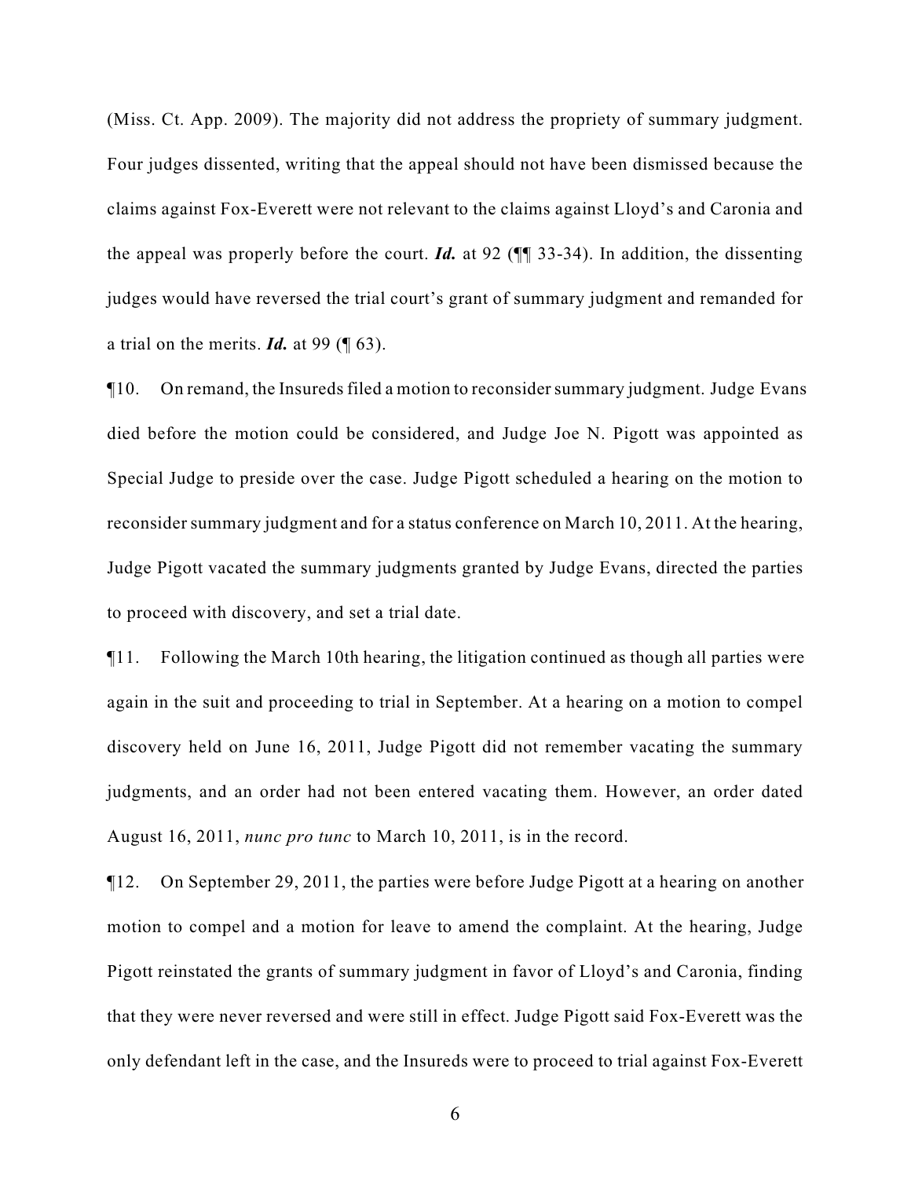(Miss. Ct. App. 2009). The majority did not address the propriety of summary judgment. Four judges dissented, writing that the appeal should not have been dismissed because the claims against Fox-Everett were not relevant to the claims against Lloyd's and Caronia and the appeal was properly before the court. ***Id.*** at 92 (¶¶ 33-34). In addition, the dissenting judges would have reversed the trial court's grant of summary judgment and remanded for a trial on the merits. ***Id.*** at 99 (¶ 63).

¶10. On remand, the Insureds filed a motion to reconsider summary judgment. Judge Evans died before the motion could be considered, and Judge Joe N. Pigott was appointed as Special Judge to preside over the case. Judge Pigott scheduled a hearing on the motion to reconsider summary judgment and for a status conference on March 10, 2011. At the hearing, Judge Pigott vacated the summary judgments granted by Judge Evans, directed the parties to proceed with discovery, and set a trial date.

¶11. Following the March 10th hearing, the litigation continued as though all parties were again in the suit and proceeding to trial in September. At a hearing on a motion to compel discovery held on June 16, 2011, Judge Pigott did not remember vacating the summary judgments, and an order had not been entered vacating them. However, an order dated August 16, 2011, *nunc pro tunc* to March 10, 2011, is in the record.

¶12. On September 29, 2011, the parties were before Judge Pigott at a hearing on another motion to compel and a motion for leave to amend the complaint. At the hearing, Judge Pigott reinstated the grants of summary judgment in favor of Lloyd's and Caronia, finding that they were never reversed and were still in effect. Judge Pigott said Fox-Everett was the only defendant left in the case, and the Insureds were to proceed to trial against Fox-Everett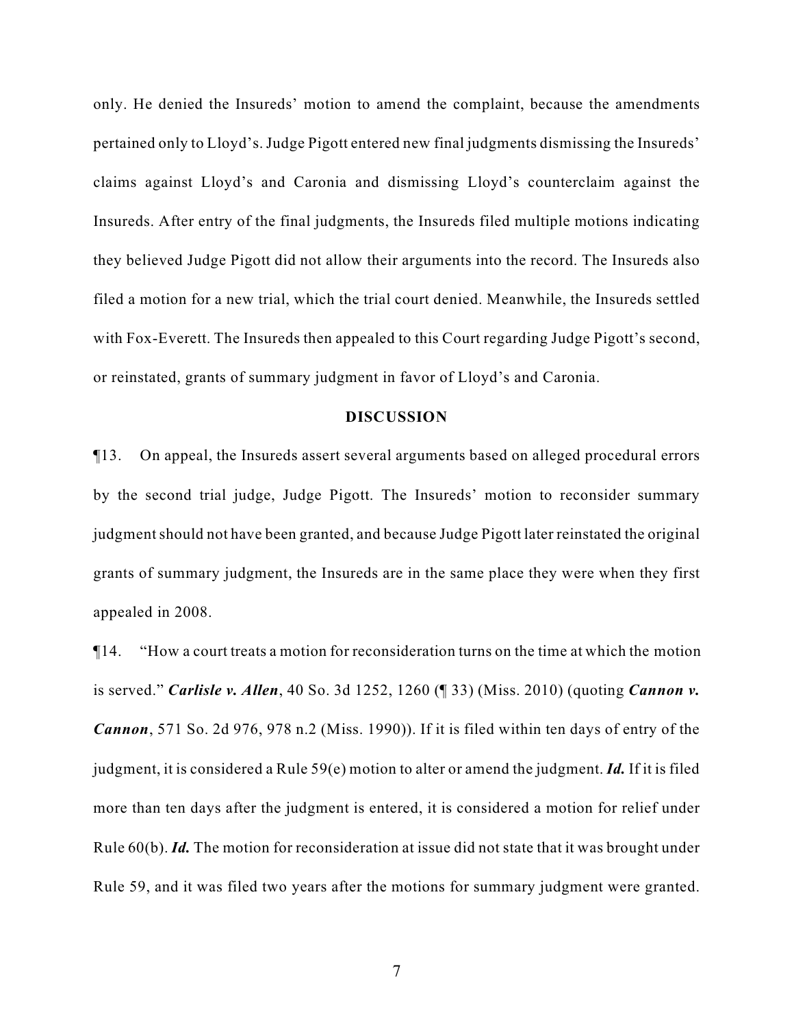only. He denied the Insureds' motion to amend the complaint, because the amendments pertained only to Lloyd's. Judge Pigott entered new final judgments dismissing the Insureds' claims against Lloyd's and Caronia and dismissing Lloyd's counterclaim against the Insureds. After entry of the final judgments, the Insureds filed multiple motions indicating they believed Judge Pigott did not allow their arguments into the record. The Insureds also filed a motion for a new trial, which the trial court denied. Meanwhile, the Insureds settled with Fox-Everett. The Insureds then appealed to this Court regarding Judge Pigott's second, or reinstated, grants of summary judgment in favor of Lloyd's and Caronia.

**DISCUSSION**

¶13. On appeal, the Insureds assert several arguments based on alleged procedural errors by the second trial judge, Judge Pigott. The Insureds' motion to reconsider summary judgment should not have been granted, and because Judge Pigott later reinstated the original grants of summary judgment, the Insureds are in the same place they were when they first appealed in 2008.

¶14. "How a court treats a motion for reconsideration turns on the time at which the motion is served." ***Carlisle v. Allen***, 40 So. 3d 1252, 1260 (¶ 33) (Miss. 2010) (quoting ***Cannon v. Cannon***, 571 So. 2d 976, 978 n.2 (Miss. 1990)). If it is filed within ten days of entry of the judgment, it is considered a Rule 59(e) motion to alter or amend the judgment. ***Id.*** If it is filed more than ten days after the judgment is entered, it is considered a motion for relief under Rule 60(b). ***Id.*** The motion for reconsideration at issue did not state that it was brought under Rule 59, and it was filed two years after the motions for summary judgment were granted.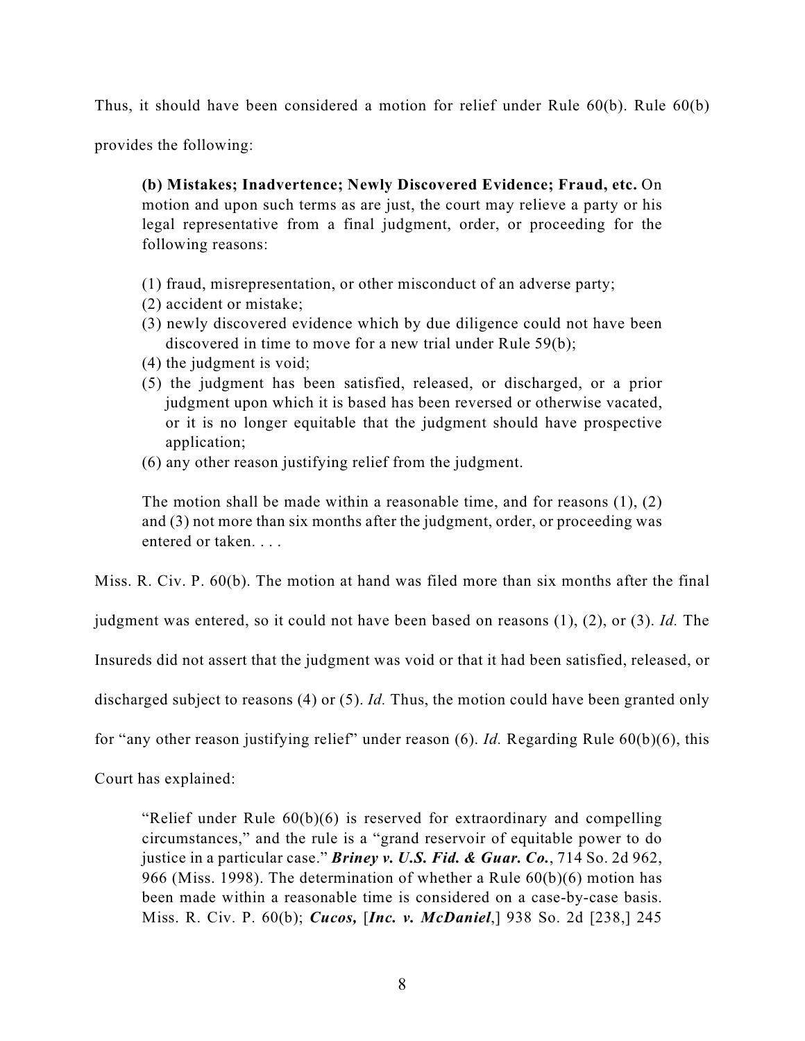Thus, it should have been considered a motion for relief under Rule 60(b). Rule 60(b) provides the following:

> **(b) Mistakes; Inadvertence; Newly Discovered Evidence; Fraud, etc.** On motion and upon such terms as are just, the court may relieve a party or his legal representative from a final judgment, order, or proceeding for the following reasons:
>
> (1) fraud, misrepresentation, or other misconduct of an adverse party;
> (2) accident or mistake;
> (3) newly discovered evidence which by due diligence could not have been discovered in time to move for a new trial under Rule 59(b);
> (4) the judgment is void;
> (5) the judgment has been satisfied, released, or discharged, or a prior judgment upon which it is based has been reversed or otherwise vacated, or it is no longer equitable that the judgment should have prospective application;
> (6) any other reason justifying relief from the judgment.
>
> The motion shall be made within a reasonable time, and for reasons (1), (2) and (3) not more than six months after the judgment, order, or proceeding was entered or taken. . . .

Miss. R. Civ. P. 60(b). The motion at hand was filed more than six months after the final judgment was entered, so it could not have been based on reasons (1), (2), or (3). *Id.* The Insureds did not assert that the judgment was void or that it had been satisfied, released, or discharged subject to reasons (4) or (5). *Id.* Thus, the motion could have been granted only for "any other reason justifying relief" under reason (6). *Id.* Regarding Rule 60(b)(6), this Court has explained:

> "Relief under Rule 60(b)(6) is reserved for extraordinary and compelling circumstances," and the rule is a "grand reservoir of equitable power to do justice in a particular case." ***Briney v. U.S. Fid. & Guar. Co.***, 714 So. 2d 962, 966 (Miss. 1998). The determination of whether a Rule 60(b)(6) motion has been made within a reasonable time is considered on a case-by-case basis. Miss. R. Civ. P. 60(b); ***Cucos,*** [***Inc. v. McDaniel***,] 938 So. 2d [238,] 245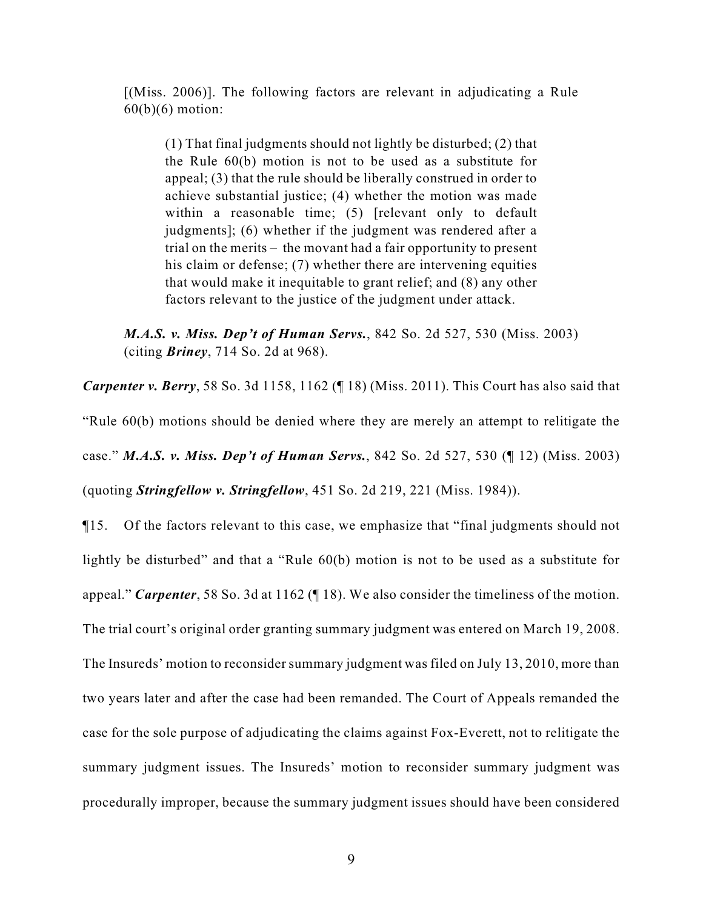> [(Miss. 2006)]. The following factors are relevant in adjudicating a Rule 60(b)(6) motion:
>
> > (1) That final judgments should not lightly be disturbed; (2) that the Rule 60(b) motion is not to be used as a substitute for appeal; (3) that the rule should be liberally construed in order to achieve substantial justice; (4) whether the motion was made within a reasonable time; (5) [relevant only to default judgments]; (6) whether if the judgment was rendered after a trial on the merits – the movant had a fair opportunity to present his claim or defense; (7) whether there are intervening equities that would make it inequitable to grant relief; and (8) any other factors relevant to the justice of the judgment under attack.
>
> ***M.A.S. v. Miss. Dep't of Human Servs.***, 842 So. 2d 527, 530 (Miss. 2003) (citing ***Briney***, 714 So. 2d at 968).

***Carpenter v. Berry***, 58 So. 3d 1158, 1162 (¶ 18) (Miss. 2011). This Court has also said that "Rule 60(b) motions should be denied where they are merely an attempt to relitigate the case." ***M.A.S. v. Miss. Dep't of Human Servs.***, 842 So. 2d 527, 530 (¶ 12) (Miss. 2003) (quoting ***Stringfellow v. Stringfellow***, 451 So. 2d 219, 221 (Miss. 1984)).

¶15. Of the factors relevant to this case, we emphasize that "final judgments should not lightly be disturbed" and that a "Rule 60(b) motion is not to be used as a substitute for appeal." ***Carpenter***, 58 So. 3d at 1162 (¶ 18). We also consider the timeliness of the motion. The trial court's original order granting summary judgment was entered on March 19, 2008. The Insureds' motion to reconsider summary judgment was filed on July 13, 2010, more than two years later and after the case had been remanded. The Court of Appeals remanded the case for the sole purpose of adjudicating the claims against Fox-Everett, not to relitigate the summary judgment issues. The Insureds' motion to reconsider summary judgment was procedurally improper, because the summary judgment issues should have been considered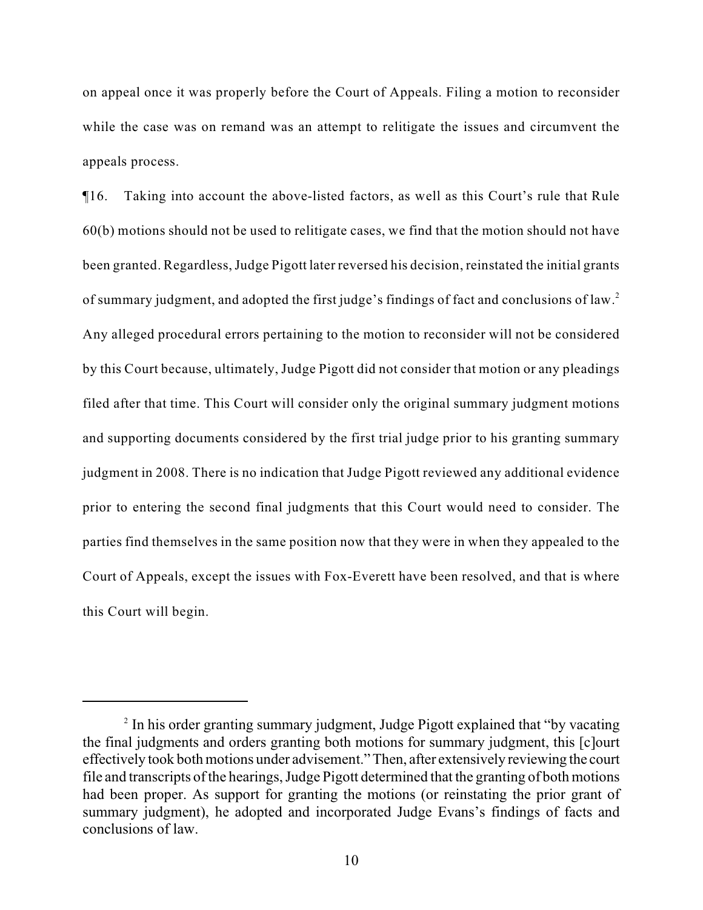on appeal once it was properly before the Court of Appeals. Filing a motion to reconsider while the case was on remand was an attempt to relitigate the issues and circumvent the appeals process.

¶16. Taking into account the above-listed factors, as well as this Court's rule that Rule 60(b) motions should not be used to relitigate cases, we find that the motion should not have been granted. Regardless, Judge Pigott later reversed his decision, reinstated the initial grants of summary judgment, and adopted the first judge's findings of fact and conclusions of law.[2] Any alleged procedural errors pertaining to the motion to reconsider will not be considered by this Court because, ultimately, Judge Pigott did not consider that motion or any pleadings filed after that time. This Court will consider only the original summary judgment motions and supporting documents considered by the first trial judge prior to his granting summary judgment in 2008. There is no indication that Judge Pigott reviewed any additional evidence prior to entering the second final judgments that this Court would need to consider. The parties find themselves in the same position now that they were in when they appealed to the Court of Appeals, except the issues with Fox-Everett have been resolved, and that is where this Court will begin.

---

[2] In his order granting summary judgment, Judge Pigott explained that "by vacating the final judgments and orders granting both motions for summary judgment, this [c]ourt effectively took both motions under advisement." Then, after extensively reviewing the court file and transcripts of the hearings, Judge Pigott determined that the granting of both motions had been proper. As support for granting the motions (or reinstating the prior grant of summary judgment), he adopted and incorporated Judge Evans's findings of facts and conclusions of law.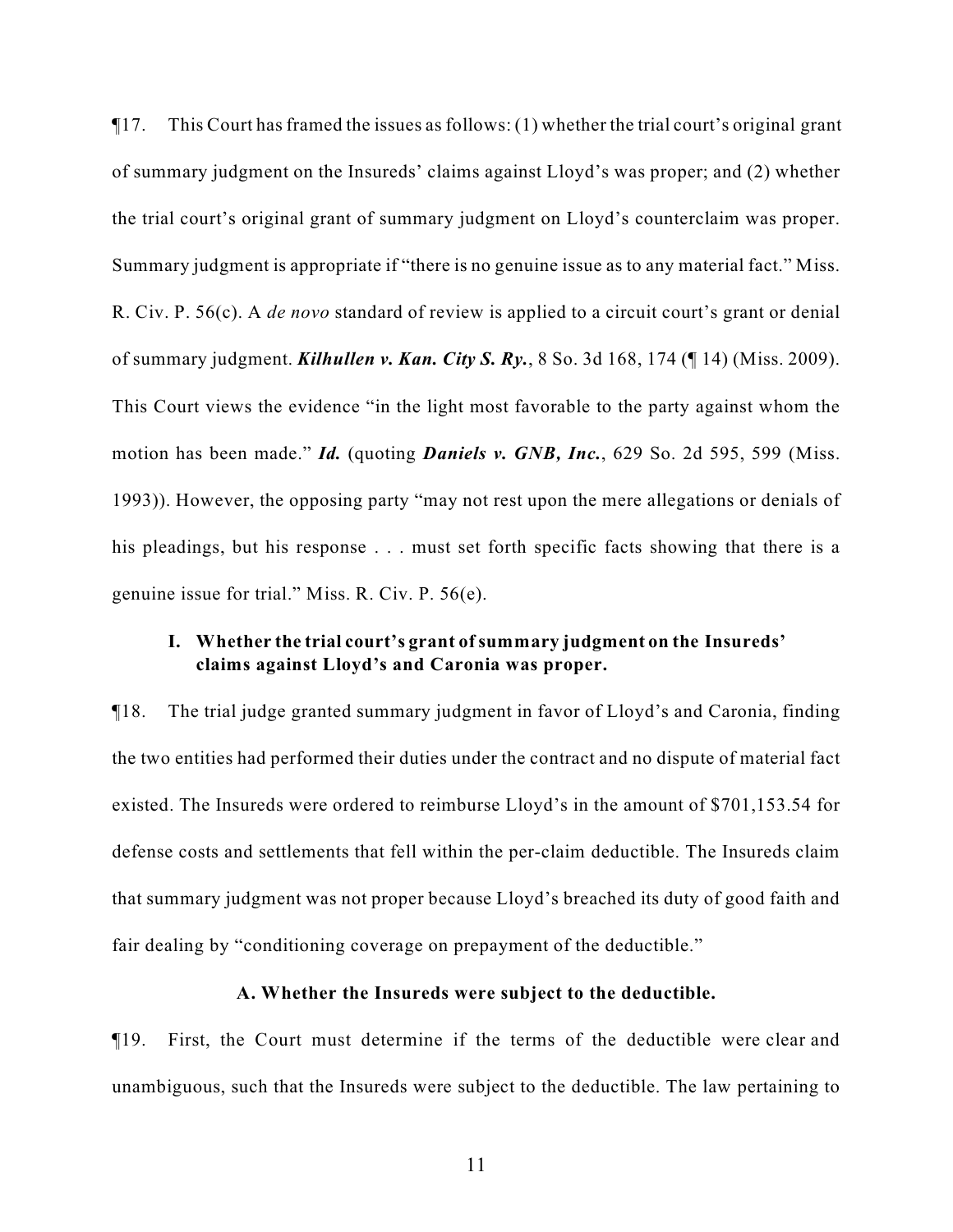¶17. This Court has framed the issues as follows: (1) whether the trial court's original grant of summary judgment on the Insureds' claims against Lloyd's was proper; and (2) whether the trial court's original grant of summary judgment on Lloyd's counterclaim was proper. Summary judgment is appropriate if "there is no genuine issue as to any material fact." Miss. R. Civ. P. 56(c). A *de novo* standard of review is applied to a circuit court's grant or denial of summary judgment. ***Kilhullen v. Kan. City S. Ry.***, 8 So. 3d 168, 174 (¶ 14) (Miss. 2009). This Court views the evidence "in the light most favorable to the party against whom the motion has been made." ***Id.*** (quoting ***Daniels v. GNB, Inc.***, 629 So. 2d 595, 599 (Miss. 1993)). However, the opposing party "may not rest upon the mere allegations or denials of his pleadings, but his response . . . must set forth specific facts showing that there is a genuine issue for trial." Miss. R. Civ. P. 56(e).

### I. Whether the trial court's grant of summary judgment on the Insureds' claims against Lloyd's and Caronia was proper.

¶18. The trial judge granted summary judgment in favor of Lloyd's and Caronia, finding the two entities had performed their duties under the contract and no dispute of material fact existed. The Insureds were ordered to reimburse Lloyd's in the amount of $701,153.54 for defense costs and settlements that fell within the per-claim deductible. The Insureds claim that summary judgment was not proper because Lloyd's breached its duty of good faith and fair dealing by "conditioning coverage on prepayment of the deductible."

#### A. Whether the Insureds were subject to the deductible.

¶19. First, the Court must determine if the terms of the deductible were clear and unambiguous, such that the Insureds were subject to the deductible. The law pertaining to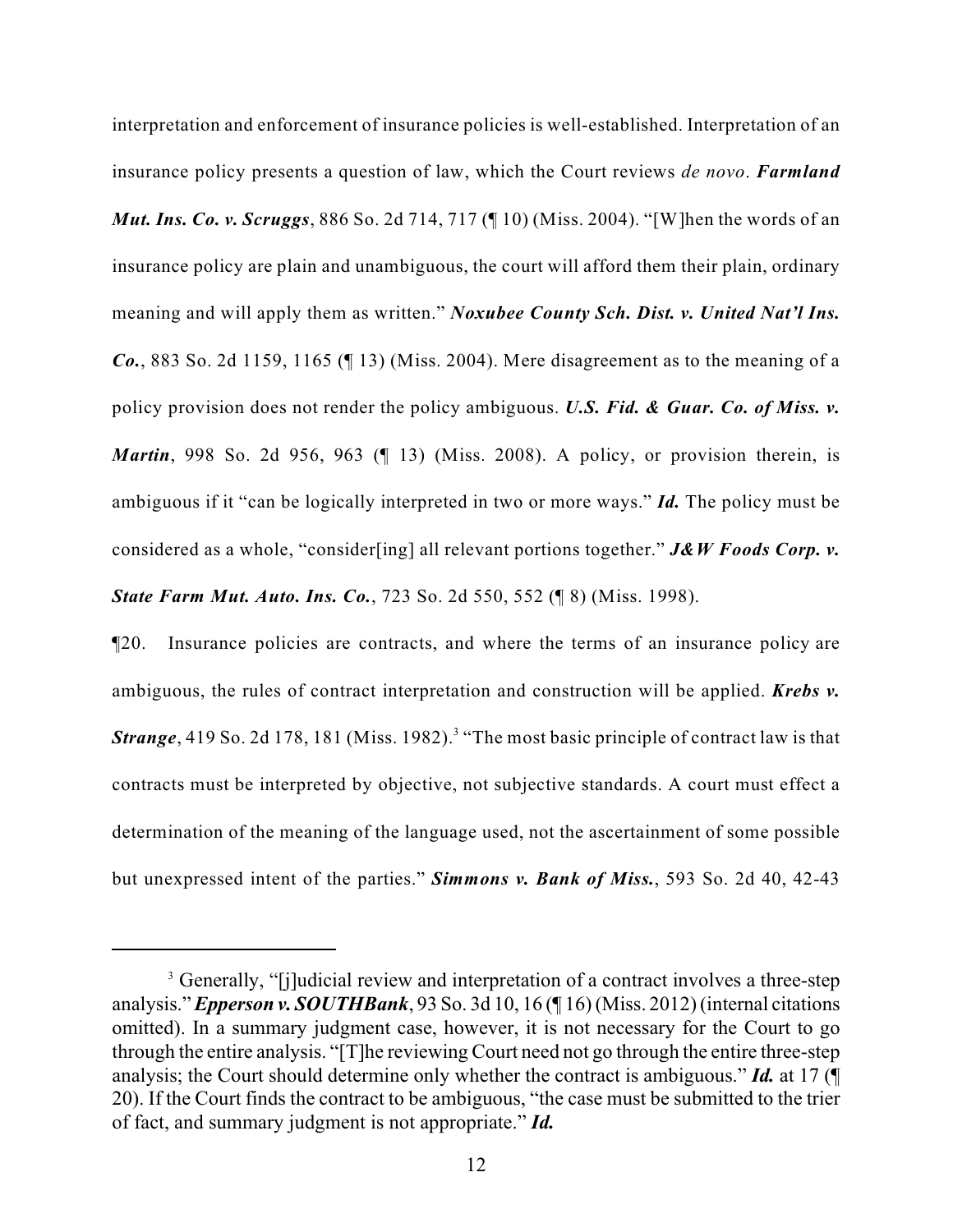interpretation and enforcement of insurance policies is well-established. Interpretation of an insurance policy presents a question of law, which the Court reviews *de novo*. ***Farmland Mut. Ins. Co. v. Scruggs***, 886 So. 2d 714, 717 (¶ 10) (Miss. 2004). "[W]hen the words of an insurance policy are plain and unambiguous, the court will afford them their plain, ordinary meaning and will apply them as written." ***Noxubee County Sch. Dist. v. United Nat'l Ins. Co.***, 883 So. 2d 1159, 1165 (¶ 13) (Miss. 2004). Mere disagreement as to the meaning of a policy provision does not render the policy ambiguous. ***U.S. Fid. & Guar. Co. of Miss. v. Martin***, 998 So. 2d 956, 963 (¶ 13) (Miss. 2008). A policy, or provision therein, is ambiguous if it "can be logically interpreted in two or more ways." ***Id.*** The policy must be considered as a whole, "consider[ing] all relevant portions together." ***J&W Foods Corp. v. State Farm Mut. Auto. Ins. Co.***, 723 So. 2d 550, 552 (¶ 8) (Miss. 1998).

¶20. Insurance policies are contracts, and where the terms of an insurance policy are ambiguous, the rules of contract interpretation and construction will be applied. ***Krebs v. Strange***, 419 So. 2d 178, 181 (Miss. 1982).[3] "The most basic principle of contract law is that contracts must be interpreted by objective, not subjective standards. A court must effect a determination of the meaning of the language used, not the ascertainment of some possible but unexpressed intent of the parties." ***Simmons v. Bank of Miss.***, 593 So. 2d 40, 42-43

---

[3] Generally, "[j]udicial review and interpretation of a contract involves a three-step analysis." ***Epperson v. SOUTHBank***, 93 So. 3d 10, 16 (¶ 16) (Miss. 2012) (internal citations omitted). In a summary judgment case, however, it is not necessary for the Court to go through the entire analysis. "[T]he reviewing Court need not go through the entire three-step analysis; the Court should determine only whether the contract is ambiguous." ***Id.*** at 17 (¶ 20). If the Court finds the contract to be ambiguous, "the case must be submitted to the trier of fact, and summary judgment is not appropriate." ***Id.***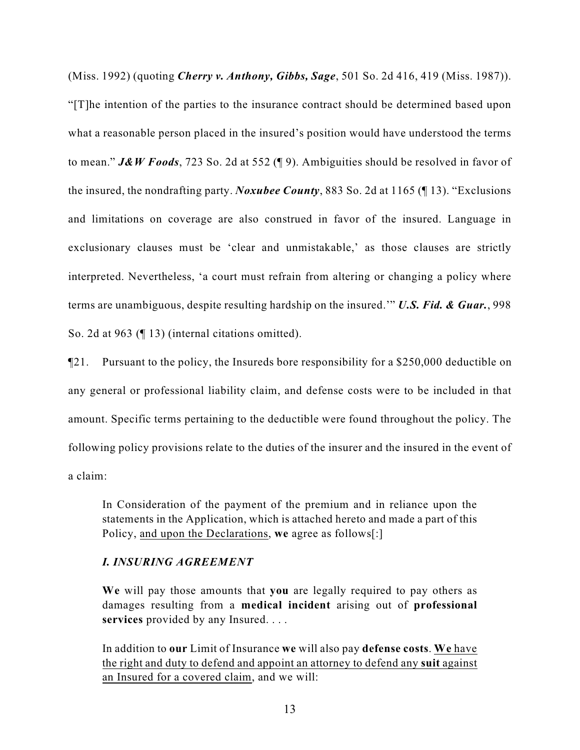(Miss. 1992) (quoting ***Cherry v. Anthony, Gibbs, Sage***, 501 So. 2d 416, 419 (Miss. 1987)). "[T]he intention of the parties to the insurance contract should be determined based upon what a reasonable person placed in the insured's position would have understood the terms to mean." ***J&W Foods***, 723 So. 2d at 552 (¶ 9). Ambiguities should be resolved in favor of the insured, the nondrafting party. ***Noxubee County***, 883 So. 2d at 1165 (¶ 13). "Exclusions and limitations on coverage are also construed in favor of the insured. Language in exclusionary clauses must be 'clear and unmistakable,' as those clauses are strictly interpreted. Nevertheless, 'a court must refrain from altering or changing a policy where terms are unambiguous, despite resulting hardship on the insured.'" ***U.S. Fid. & Guar.***, 998 So. 2d at 963 (¶ 13) (internal citations omitted).

¶21. Pursuant to the policy, the Insureds bore responsibility for a $250,000 deductible on any general or professional liability claim, and defense costs were to be included in that amount. Specific terms pertaining to the deductible were found throughout the policy. The following policy provisions relate to the duties of the insurer and the insured in the event of a claim:

> In Consideration of the payment of the premium and in reliance upon the statements in the Application, which is attached hereto and made a part of this Policy, <u>and upon the Declarations</u>, **we** agree as follows[:]
>
> ***I. INSURING AGREEMENT***
>
> **We** will pay those amounts that **you** are legally required to pay others as damages resulting from a **medical incident** arising out of **professional services** provided by any Insured. . . .
>
> In addition to **our** Limit of Insurance **we** will also pay **defense costs**. <u>**We** have the right and duty to defend and appoint an attorney to defend any **suit** against an Insured for a covered claim</u>, and we will: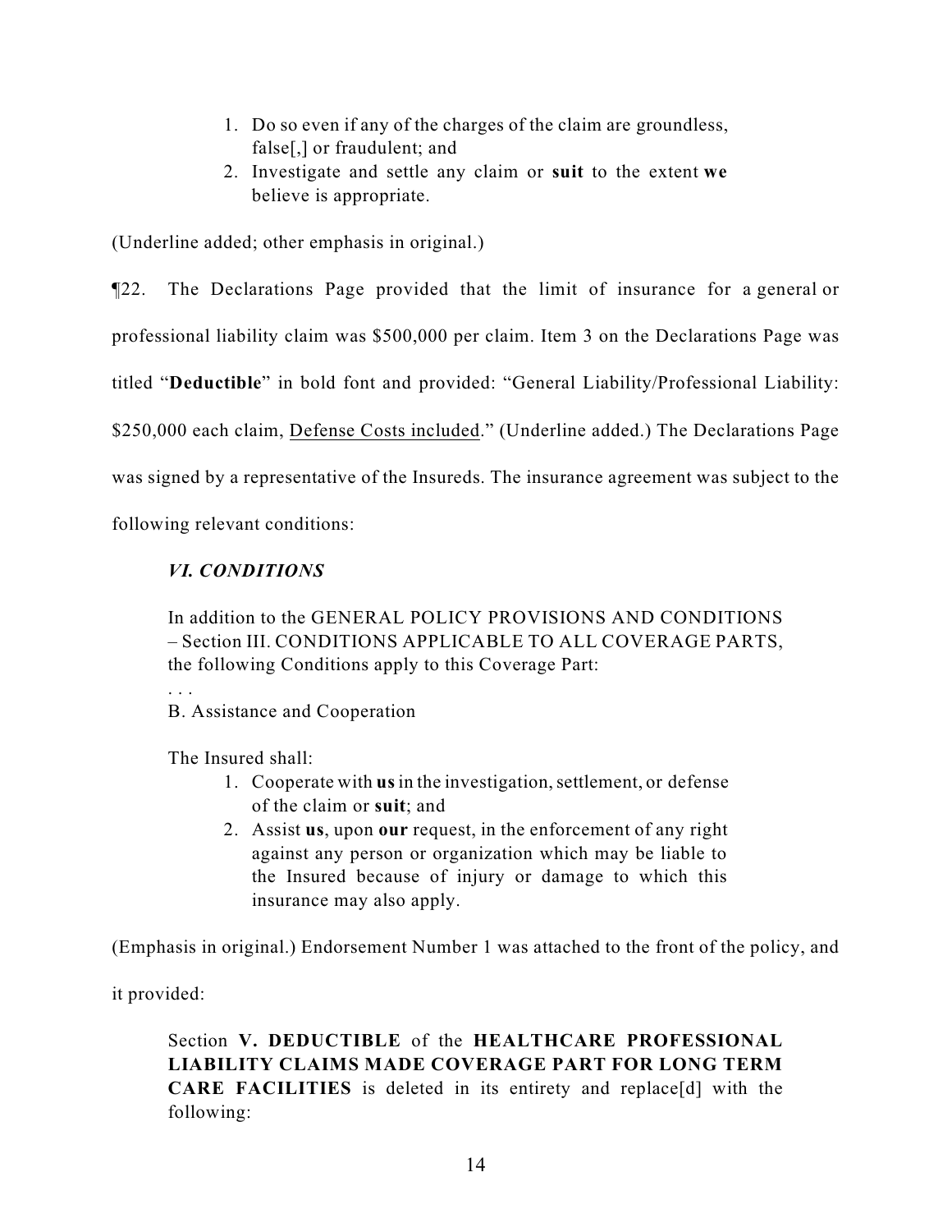1. Do so even if any of the charges of the claim are groundless, false[,] or fraudulent; and
2. Investigate and settle any claim or **suit** to the extent **we** believe is appropriate.

(Underline added; other emphasis in original.)

¶22. The Declarations Page provided that the limit of insurance for a general or professional liability claim was $500,000 per claim. Item 3 on the Declarations Page was titled "**Deductible**" in bold font and provided: "General Liability/Professional Liability: $250,000 each claim, <u>Defense Costs included</u>." (Underline added.) The Declarations Page was signed by a representative of the Insureds. The insurance agreement was subject to the following relevant conditions:

> ***VI. CONDITIONS***
>
> In addition to the GENERAL POLICY PROVISIONS AND CONDITIONS – Section III. CONDITIONS APPLICABLE TO ALL COVERAGE PARTS, the following Conditions apply to this Coverage Part:
>
> . . .
>
> B. Assistance and Cooperation
>
> The Insured shall:
>
> 1. Cooperate with **us** in the investigation, settlement, or defense of the claim or **suit**; and
> 2. Assist **us**, upon **our** request, in the enforcement of any right against any person or organization which may be liable to the Insured because of injury or damage to which this insurance may also apply.

(Emphasis in original.) Endorsement Number 1 was attached to the front of the policy, and it provided:

> Section **V. DEDUCTIBLE** of the **HEALTHCARE PROFESSIONAL LIABILITY CLAIMS MADE COVERAGE PART FOR LONG TERM CARE FACILITIES** is deleted in its entirety and replace[d] with the following: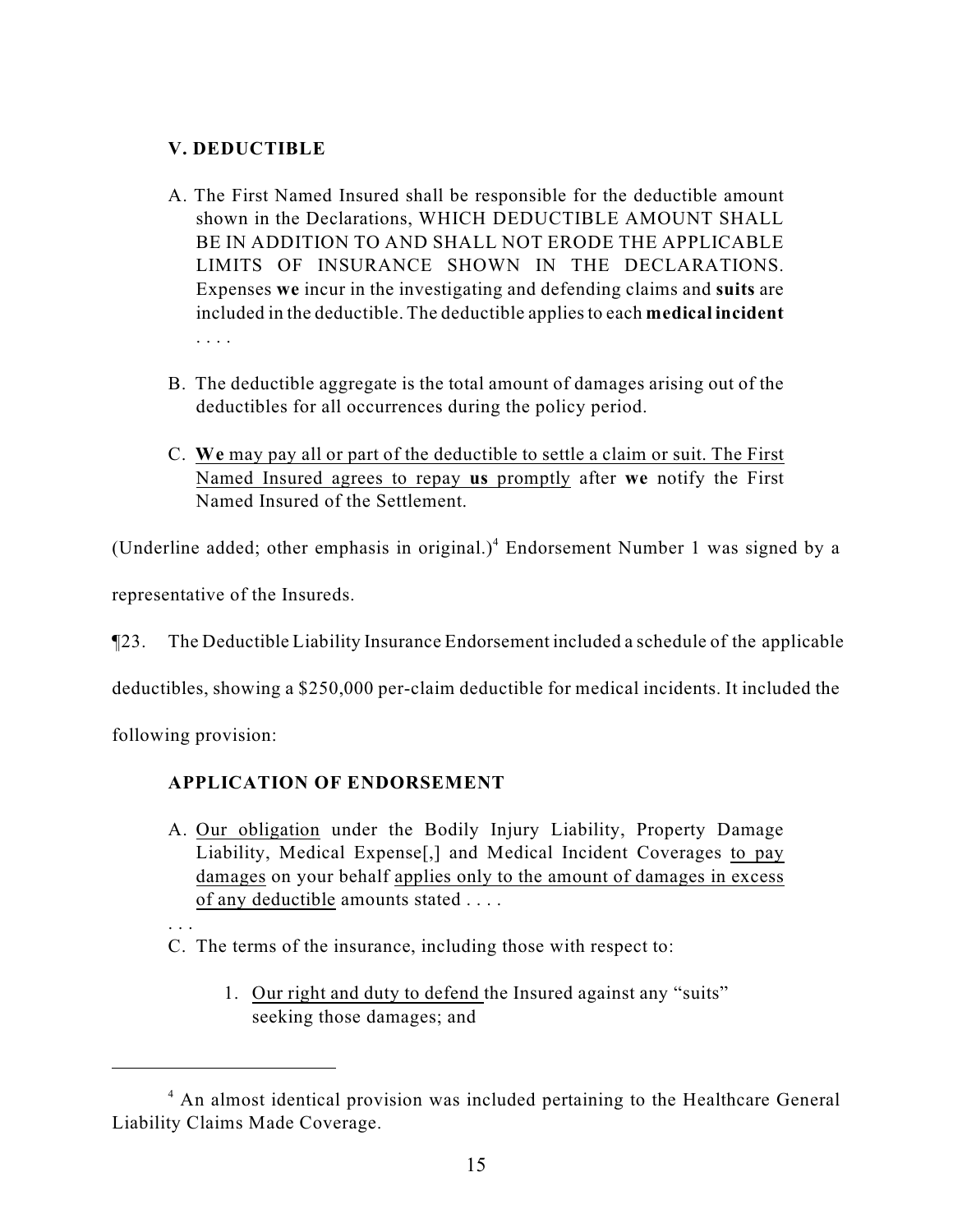**V. DEDUCTIBLE**

> A. The First Named Insured shall be responsible for the deductible amount shown in the Declarations, WHICH DEDUCTIBLE AMOUNT SHALL BE IN ADDITION TO AND SHALL NOT ERODE THE APPLICABLE LIMITS OF INSURANCE SHOWN IN THE DECLARATIONS. Expenses **we** incur in the investigating and defending claims and **suits** are included in the deductible. The deductible applies to each **medical incident** . . . .
>
> B. The deductible aggregate is the total amount of damages arising out of the deductibles for all occurrences during the policy period.
>
> C. <u>**We** may pay all or part of the deductible to settle a claim or suit. The First Named Insured agrees to repay **us** promptly</u> after **we** notify the First Named Insured of the Settlement.

(Underline added; other emphasis in original.)[4] Endorsement Number 1 was signed by a representative of the Insureds.

¶23. The Deductible Liability Insurance Endorsement included a schedule of the applicable deductibles, showing a $250,000 per-claim deductible for medical incidents. It included the following provision:

**APPLICATION OF ENDORSEMENT**

> A. <u>Our obligation</u> under the Bodily Injury Liability, Property Damage Liability, Medical Expense[,] and Medical Incident Coverages <u>to pay damages</u> on your behalf <u>applies only to the amount of damages in excess of any deductible</u> amounts stated . . . .
>
> . . .
>
> C. The terms of the insurance, including those with respect to:
>
> 1. <u>Our right and duty to defend</u> the Insured against any "suits" seeking those damages; and

---

[4] An almost identical provision was included pertaining to the Healthcare General Liability Claims Made Coverage.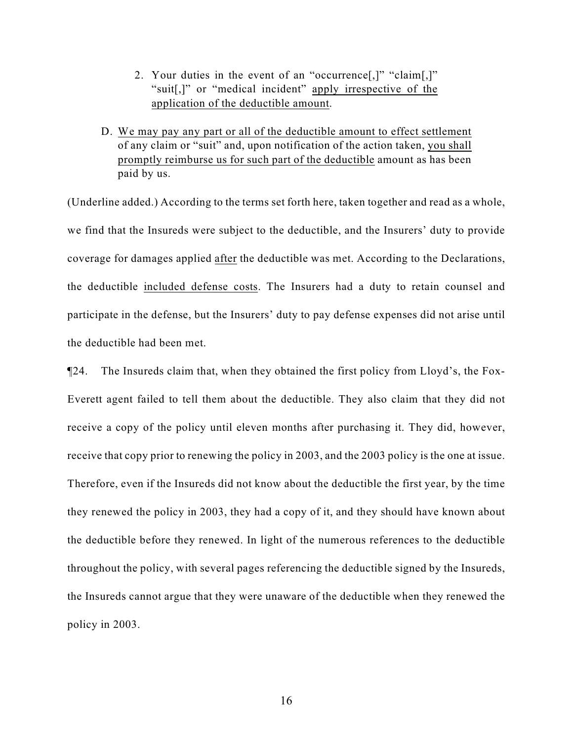2. Your duties in the event of an "occurrence[,]" "claim[,]" "suit[,]" or "medical incident" <u>apply irrespective of the application of the deductible amount</u>.

D. <u>We may pay any part or all of the deductible amount to effect settlement</u> of any claim or "suit" and, upon notification of the action taken, <u>you shall promptly reimburse us for such part of the deductible</u> amount as has been paid by us.

(Underline added.) According to the terms set forth here, taken together and read as a whole, we find that the Insureds were subject to the deductible, and the Insurers' duty to provide coverage for damages applied <u>after</u> the deductible was met. According to the Declarations, the deductible <u>included defense costs</u>. The Insurers had a duty to retain counsel and participate in the defense, but the Insurers' duty to pay defense expenses did not arise until the deductible had been met.

¶24. The Insureds claim that, when they obtained the first policy from Lloyd's, the Fox-Everett agent failed to tell them about the deductible. They also claim that they did not receive a copy of the policy until eleven months after purchasing it. They did, however, receive that copy prior to renewing the policy in 2003, and the 2003 policy is the one at issue. Therefore, even if the Insureds did not know about the deductible the first year, by the time they renewed the policy in 2003, they had a copy of it, and they should have known about the deductible before they renewed. In light of the numerous references to the deductible throughout the policy, with several pages referencing the deductible signed by the Insureds, the Insureds cannot argue that they were unaware of the deductible when they renewed the policy in 2003.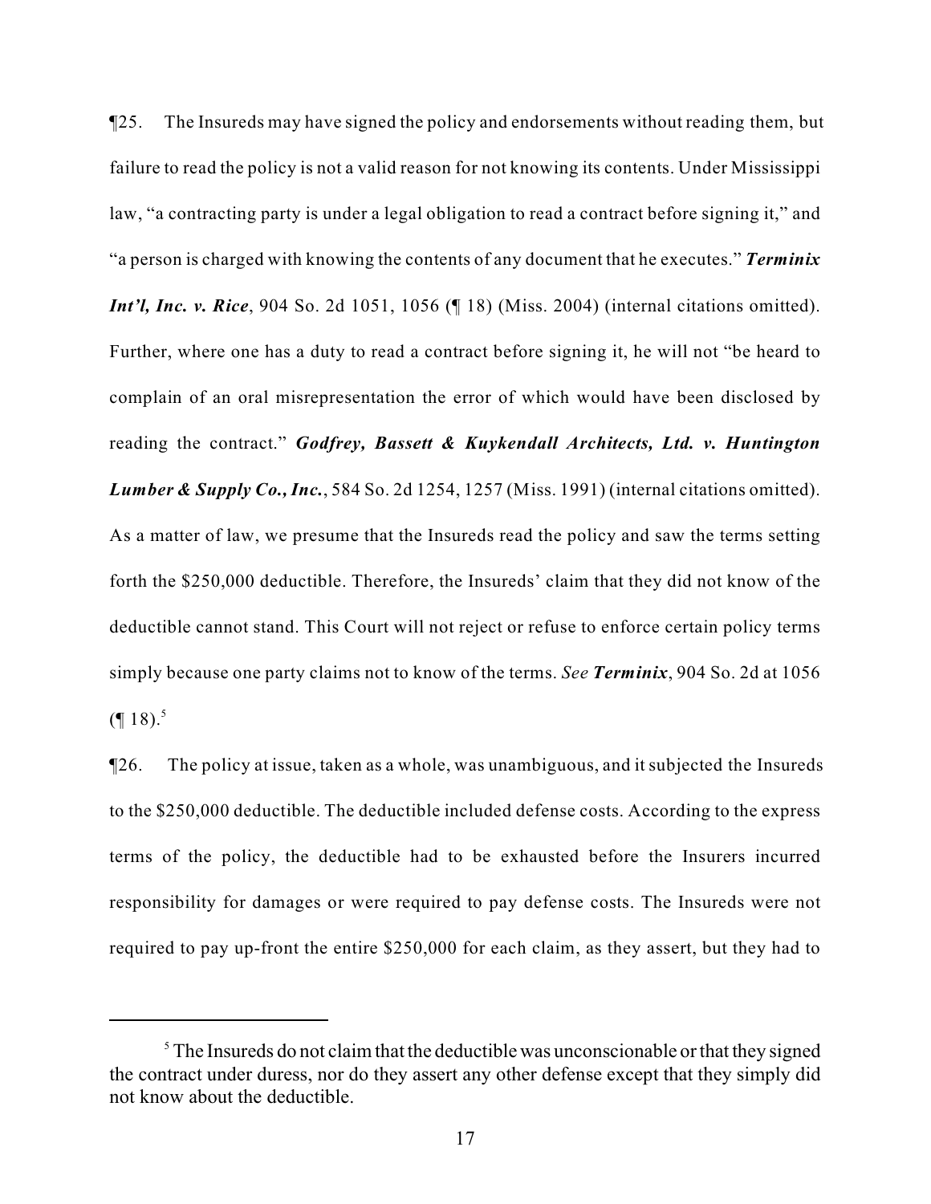¶25. The Insureds may have signed the policy and endorsements without reading them, but failure to read the policy is not a valid reason for not knowing its contents. Under Mississippi law, "a contracting party is under a legal obligation to read a contract before signing it," and "a person is charged with knowing the contents of any document that he executes." ***Terminix Int'l, Inc. v. Rice***, 904 So. 2d 1051, 1056 (¶ 18) (Miss. 2004) (internal citations omitted). Further, where one has a duty to read a contract before signing it, he will not "be heard to complain of an oral misrepresentation the error of which would have been disclosed by reading the contract." ***Godfrey, Bassett & Kuykendall Architects, Ltd. v. Huntington Lumber & Supply Co., Inc.***, 584 So. 2d 1254, 1257 (Miss. 1991) (internal citations omitted). As a matter of law, we presume that the Insureds read the policy and saw the terms setting forth the $250,000 deductible. Therefore, the Insureds' claim that they did not know of the deductible cannot stand. This Court will not reject or refuse to enforce certain policy terms simply because one party claims not to know of the terms. *See* ***Terminix***, 904 So. 2d at 1056 (¶ 18).[5]

¶26. The policy at issue, taken as a whole, was unambiguous, and it subjected the Insureds to the $250,000 deductible. The deductible included defense costs. According to the express terms of the policy, the deductible had to be exhausted before the Insurers incurred responsibility for damages or were required to pay defense costs. The Insureds were not required to pay up-front the entire $250,000 for each claim, as they assert, but they had to

---

[5] The Insureds do not claim that the deductible was unconscionable or that they signed the contract under duress, nor do they assert any other defense except that they simply did not know about the deductible.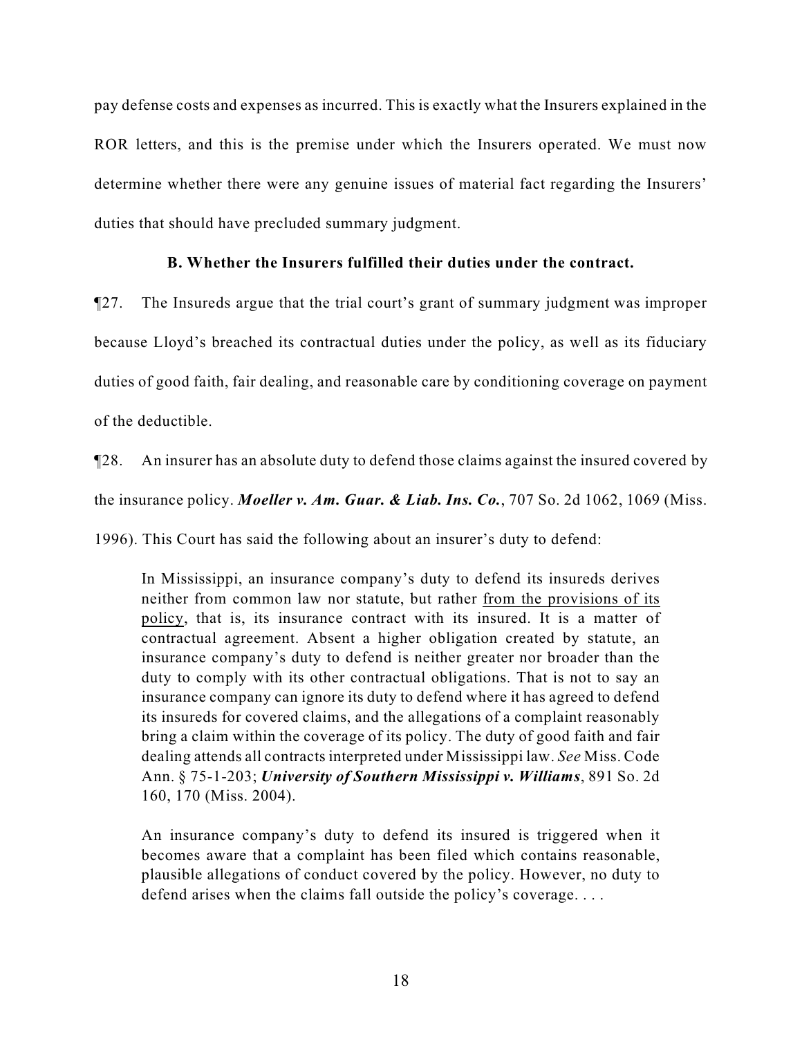pay defense costs and expenses as incurred. This is exactly what the Insurers explained in the ROR letters, and this is the premise under which the Insurers operated. We must now determine whether there were any genuine issues of material fact regarding the Insurers' duties that should have precluded summary judgment.

### B. Whether the Insurers fulfilled their duties under the contract.

¶27. The Insureds argue that the trial court's grant of summary judgment was improper because Lloyd's breached its contractual duties under the policy, as well as its fiduciary duties of good faith, fair dealing, and reasonable care by conditioning coverage on payment of the deductible.

¶28. An insurer has an absolute duty to defend those claims against the insured covered by the insurance policy. ***Moeller v. Am. Guar. & Liab. Ins. Co.***, 707 So. 2d 1062, 1069 (Miss. 1996). This Court has said the following about an insurer's duty to defend:

> In Mississippi, an insurance company's duty to defend its insureds derives neither from common law nor statute, but rather from the provisions of its policy, that is, its insurance contract with its insured. It is a matter of contractual agreement. Absent a higher obligation created by statute, an insurance company's duty to defend is neither greater nor broader than the duty to comply with its other contractual obligations. That is not to say an insurance company can ignore its duty to defend where it has agreed to defend its insureds for covered claims, and the allegations of a complaint reasonably bring a claim within the coverage of its policy. The duty of good faith and fair dealing attends all contracts interpreted under Mississippi law. *See* Miss. Code Ann. § 75-1-203; ***University of Southern Mississippi v. Williams***, 891 So. 2d 160, 170 (Miss. 2004).
>
> An insurance company's duty to defend its insured is triggered when it becomes aware that a complaint has been filed which contains reasonable, plausible allegations of conduct covered by the policy. However, no duty to defend arises when the claims fall outside the policy's coverage. . . .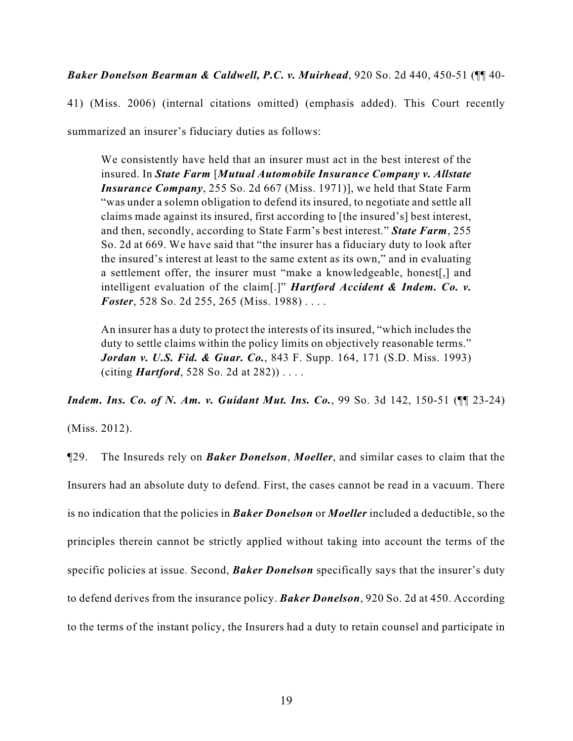***Baker Donelson Bearman & Caldwell, P.C. v. Muirhead***, 920 So. 2d 440, 450-51 (¶¶ 40-41) (Miss. 2006) (internal citations omitted) (emphasis added). This Court recently summarized an insurer's fiduciary duties as follows:

> We consistently have held that an insurer must act in the best interest of the insured. In ***State Farm*** [***Mutual Automobile Insurance Company v. Allstate Insurance Company***, 255 So. 2d 667 (Miss. 1971)], we held that State Farm "was under a solemn obligation to defend its insured, to negotiate and settle all claims made against its insured, first according to [the insured's] best interest, and then, secondly, according to State Farm's best interest." ***State Farm***, 255 So. 2d at 669. We have said that "the insurer has a fiduciary duty to look after the insured's interest at least to the same extent as its own," and in evaluating a settlement offer, the insurer must "make a knowledgeable, honest[,] and intelligent evaluation of the claim[.]" ***Hartford Accident & Indem. Co. v. Foster***, 528 So. 2d 255, 265 (Miss. 1988) . . . .
>
> An insurer has a duty to protect the interests of its insured, "which includes the duty to settle claims within the policy limits on objectively reasonable terms." ***Jordan v. U.S. Fid. & Guar. Co.***, 843 F. Supp. 164, 171 (S.D. Miss. 1993) (citing ***Hartford***, 528 So. 2d at 282)) . . . .

***Indem. Ins. Co. of N. Am. v. Guidant Mut. Ins. Co.***, 99 So. 3d 142, 150-51 (¶¶ 23-24) (Miss. 2012).

¶29. The Insureds rely on ***Baker Donelson***, ***Moeller***, and similar cases to claim that the Insurers had an absolute duty to defend. First, the cases cannot be read in a vacuum. There is no indication that the policies in ***Baker Donelson*** or ***Moeller*** included a deductible, so the principles therein cannot be strictly applied without taking into account the terms of the specific policies at issue. Second, ***Baker Donelson*** specifically says that the insurer's duty to defend derives from the insurance policy. ***Baker Donelson***, 920 So. 2d at 450. According to the terms of the instant policy, the Insurers had a duty to retain counsel and participate in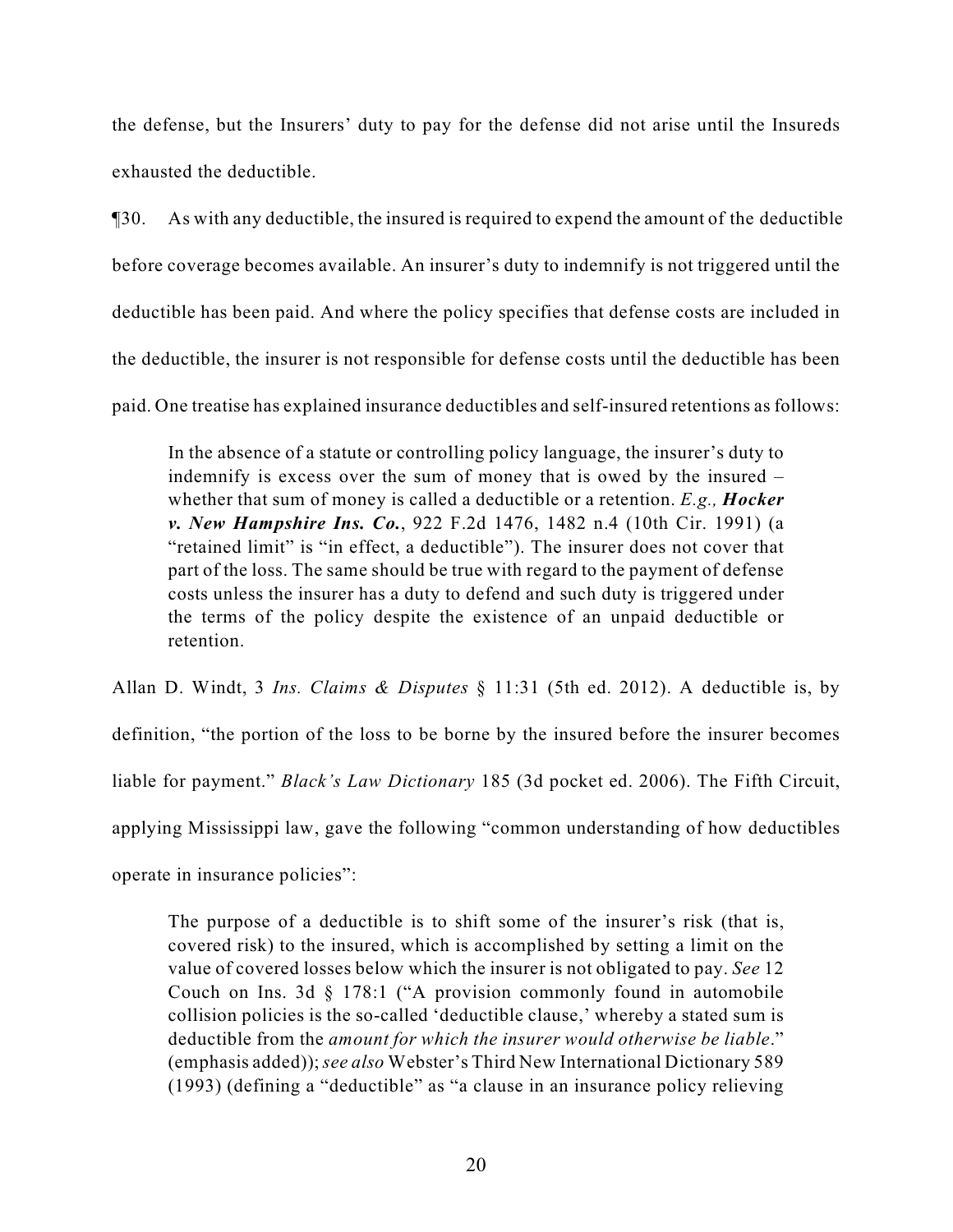the defense, but the Insurers' duty to pay for the defense did not arise until the Insureds exhausted the deductible.

¶30. As with any deductible, the insured is required to expend the amount of the deductible before coverage becomes available. An insurer's duty to indemnify is not triggered until the deductible has been paid. And where the policy specifies that defense costs are included in the deductible, the insurer is not responsible for defense costs until the deductible has been paid. One treatise has explained insurance deductibles and self-insured retentions as follows:

> In the absence of a statute or controlling policy language, the insurer's duty to indemnify is excess over the sum of money that is owed by the insured – whether that sum of money is called a deductible or a retention. *E.g.,* ***Hocker v. New Hampshire Ins. Co.***, 922 F.2d 1476, 1482 n.4 (10th Cir. 1991) (a "retained limit" is "in effect, a deductible"). The insurer does not cover that part of the loss. The same should be true with regard to the payment of defense costs unless the insurer has a duty to defend and such duty is triggered under the terms of the policy despite the existence of an unpaid deductible or retention.

Allan D. Windt, 3 *Ins. Claims & Disputes* § 11:31 (5th ed. 2012). A deductible is, by definition, "the portion of the loss to be borne by the insured before the insurer becomes liable for payment." *Black's Law Dictionary* 185 (3d pocket ed. 2006). The Fifth Circuit, applying Mississippi law, gave the following "common understanding of how deductibles operate in insurance policies":

> The purpose of a deductible is to shift some of the insurer's risk (that is, covered risk) to the insured, which is accomplished by setting a limit on the value of covered losses below which the insurer is not obligated to pay. *See* 12 Couch on Ins. 3d § 178:1 ("A provision commonly found in automobile collision policies is the so-called 'deductible clause,' whereby a stated sum is deductible from the *amount for which the insurer would otherwise be liable*." (emphasis added)); *see also* Webster's Third New International Dictionary 589 (1993) (defining a "deductible" as "a clause in an insurance policy relieving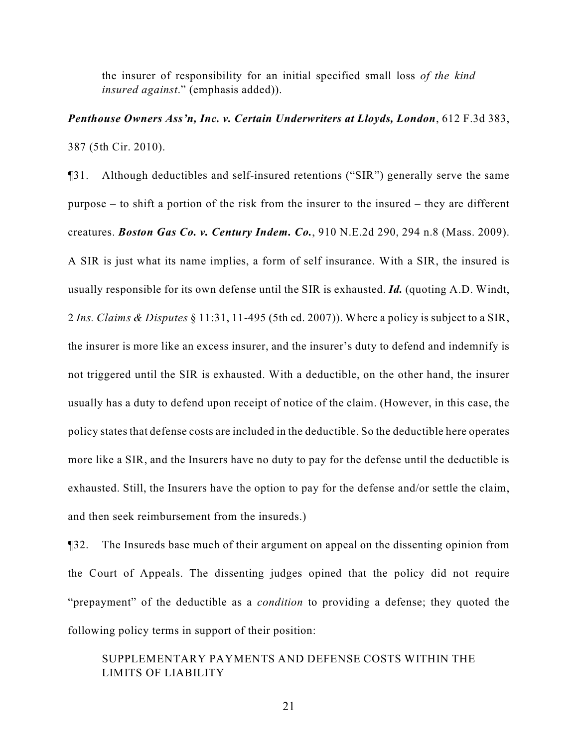the insurer of responsibility for an initial specified small loss *of the kind insured against*." (emphasis added)).

***Penthouse Owners Ass'n, Inc. v. Certain Underwriters at Lloyds, London***, 612 F.3d 383, 387 (5th Cir. 2010).

¶31. Although deductibles and self-insured retentions ("SIR") generally serve the same purpose – to shift a portion of the risk from the insurer to the insured – they are different creatures. ***Boston Gas Co. v. Century Indem. Co.***, 910 N.E.2d 290, 294 n.8 (Mass. 2009). A SIR is just what its name implies, a form of self insurance. With a SIR, the insured is usually responsible for its own defense until the SIR is exhausted. ***Id.*** (quoting A.D. Windt, 2 *Ins. Claims & Disputes* § 11:31, 11-495 (5th ed. 2007)). Where a policy is subject to a SIR, the insurer is more like an excess insurer, and the insurer's duty to defend and indemnify is not triggered until the SIR is exhausted. With a deductible, on the other hand, the insurer usually has a duty to defend upon receipt of notice of the claim. (However, in this case, the policy states that defense costs are included in the deductible. So the deductible here operates more like a SIR, and the Insurers have no duty to pay for the defense until the deductible is exhausted. Still, the Insurers have the option to pay for the defense and/or settle the claim, and then seek reimbursement from the insureds.)

¶32. The Insureds base much of their argument on appeal on the dissenting opinion from the Court of Appeals. The dissenting judges opined that the policy did not require "prepayment" of the deductible as a *condition* to providing a defense; they quoted the following policy terms in support of their position:

> SUPPLEMENTARY PAYMENTS AND DEFENSE COSTS WITHIN THE LIMITS OF LIABILITY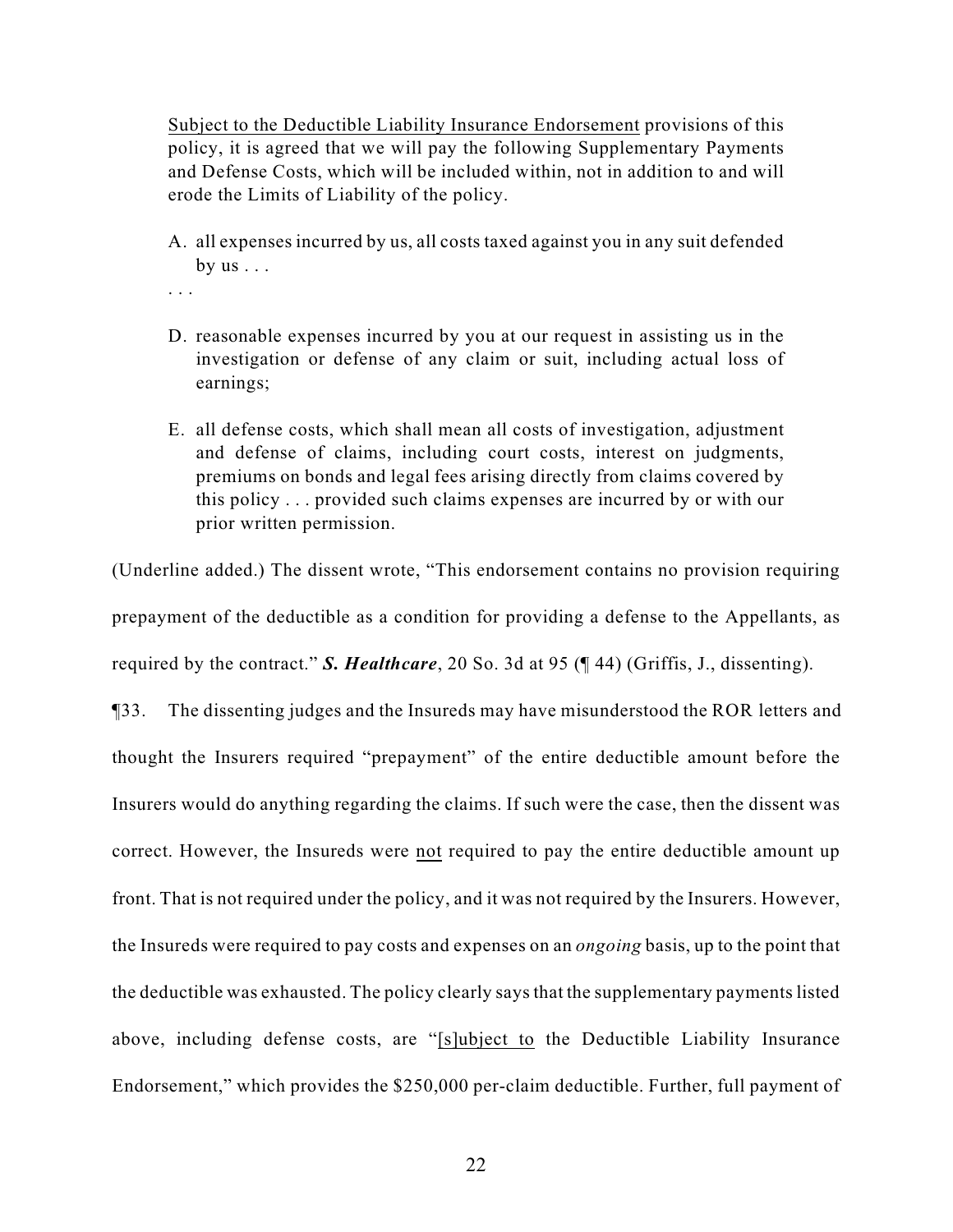> <u>Subject to the Deductible Liability Insurance Endorsement</u> provisions of this policy, it is agreed that we will pay the following Supplementary Payments and Defense Costs, which will be included within, not in addition to and will erode the Limits of Liability of the policy.
>
> A. all expenses incurred by us, all costs taxed against you in any suit defended by us . . .
>
> . . .
>
> D. reasonable expenses incurred by you at our request in assisting us in the investigation or defense of any claim or suit, including actual loss of earnings;
>
> E. all defense costs, which shall mean all costs of investigation, adjustment and defense of claims, including court costs, interest on judgments, premiums on bonds and legal fees arising directly from claims covered by this policy . . . provided such claims expenses are incurred by or with our prior written permission.

(Underline added.) The dissent wrote, "This endorsement contains no provision requiring prepayment of the deductible as a condition for providing a defense to the Appellants, as required by the contract." ***S. Healthcare***, 20 So. 3d at 95 (¶ 44) (Griffis, J., dissenting).

¶33. The dissenting judges and the Insureds may have misunderstood the ROR letters and thought the Insurers required "prepayment" of the entire deductible amount before the Insurers would do anything regarding the claims. If such were the case, then the dissent was correct. However, the Insureds were <u>not</u> required to pay the entire deductible amount up front. That is not required under the policy, and it was not required by the Insurers. However, the Insureds were required to pay costs and expenses on an *ongoing* basis, up to the point that the deductible was exhausted. The policy clearly says that the supplementary payments listed above, including defense costs, are "<u>[s]ubject to</u> the Deductible Liability Insurance Endorsement," which provides the $250,000 per-claim deductible. Further, full payment of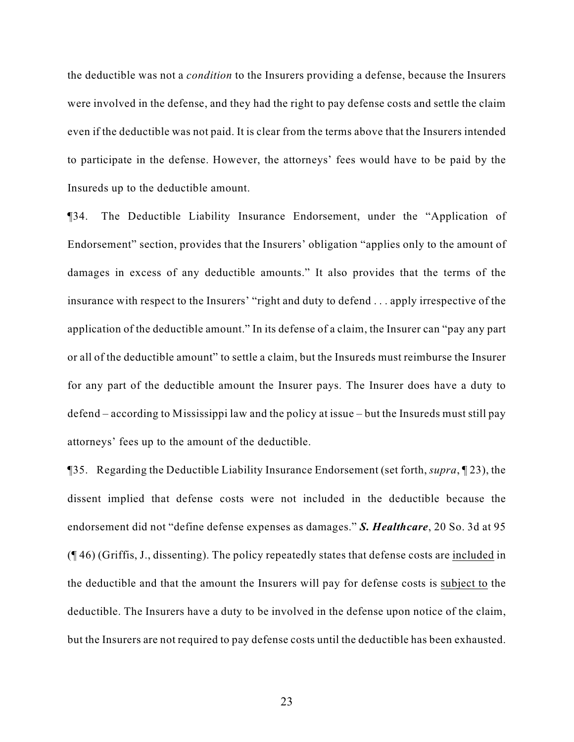the deductible was not a *condition* to the Insurers providing a defense, because the Insurers were involved in the defense, and they had the right to pay defense costs and settle the claim even if the deductible was not paid. It is clear from the terms above that the Insurers intended to participate in the defense. However, the attorneys' fees would have to be paid by the Insureds up to the deductible amount.

¶34. The Deductible Liability Insurance Endorsement, under the "Application of Endorsement" section, provides that the Insurers' obligation "applies only to the amount of damages in excess of any deductible amounts." It also provides that the terms of the insurance with respect to the Insurers' "right and duty to defend . . . apply irrespective of the application of the deductible amount." In its defense of a claim, the Insurer can "pay any part or all of the deductible amount" to settle a claim, but the Insureds must reimburse the Insurer for any part of the deductible amount the Insurer pays. The Insurer does have a duty to defend – according to Mississippi law and the policy at issue – but the Insureds must still pay attorneys' fees up to the amount of the deductible.

¶35. Regarding the Deductible Liability Insurance Endorsement (set forth, *supra*, ¶ 23), the dissent implied that defense costs were not included in the deductible because the endorsement did not "define defense expenses as damages." ***S. Healthcare***, 20 So. 3d at 95 (¶ 46) (Griffis, J., dissenting). The policy repeatedly states that defense costs are <u>included</u> in the deductible and that the amount the Insurers will pay for defense costs is <u>subject to</u> the deductible. The Insurers have a duty to be involved in the defense upon notice of the claim, but the Insurers are not required to pay defense costs until the deductible has been exhausted.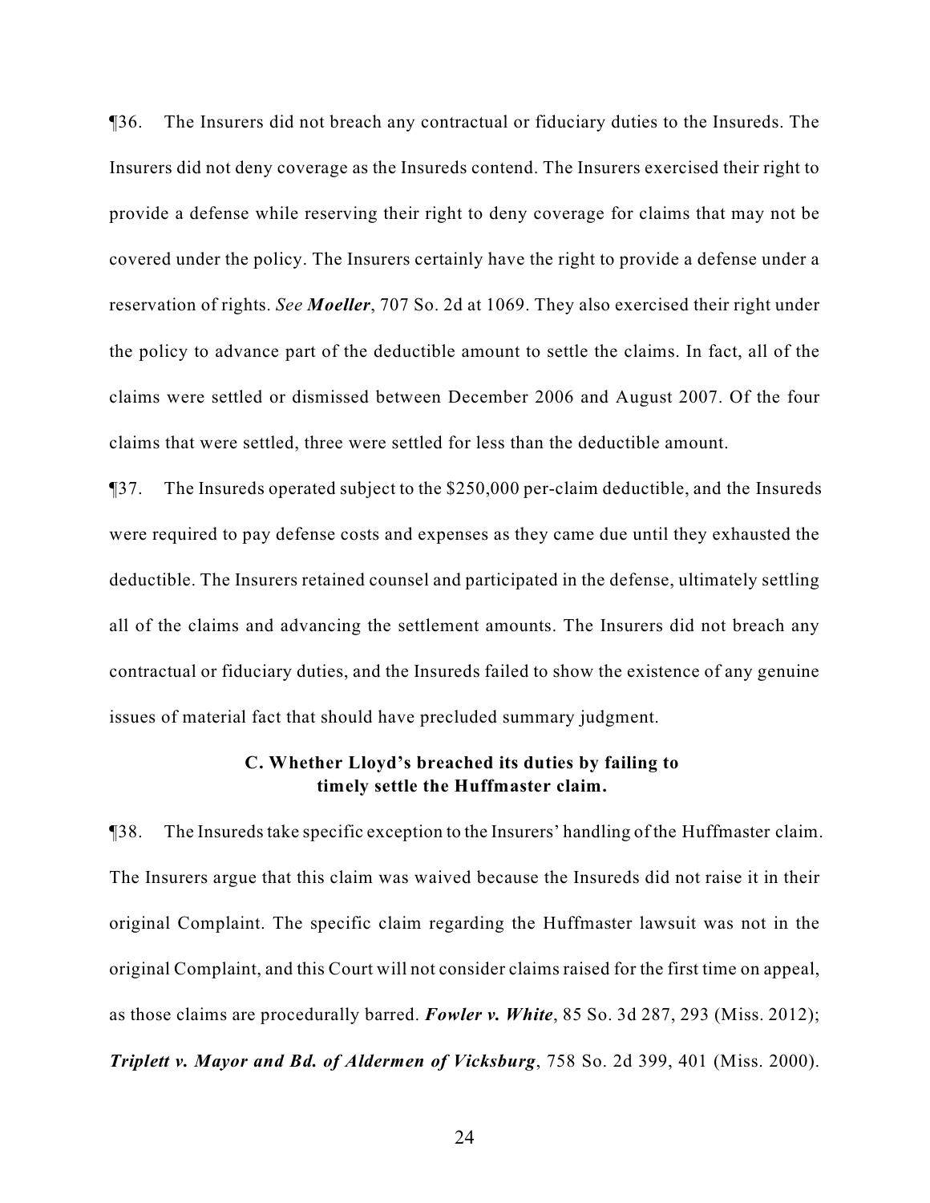¶36. The Insurers did not breach any contractual or fiduciary duties to the Insureds. The Insurers did not deny coverage as the Insureds contend. The Insurers exercised their right to provide a defense while reserving their right to deny coverage for claims that may not be covered under the policy. The Insurers certainly have the right to provide a defense under a reservation of rights. *See* ***Moeller***, 707 So. 2d at 1069. They also exercised their right under the policy to advance part of the deductible amount to settle the claims. In fact, all of the claims were settled or dismissed between December 2006 and August 2007. Of the four claims that were settled, three were settled for less than the deductible amount.

¶37. The Insureds operated subject to the $250,000 per-claim deductible, and the Insureds were required to pay defense costs and expenses as they came due until they exhausted the deductible. The Insurers retained counsel and participated in the defense, ultimately settling all of the claims and advancing the settlement amounts. The Insurers did not breach any contractual or fiduciary duties, and the Insureds failed to show the existence of any genuine issues of material fact that should have precluded summary judgment.

### C. Whether Lloyd's breached its duties by failing to timely settle the Huffmaster claim.

¶38. The Insureds take specific exception to the Insurers' handling of the Huffmaster claim. The Insurers argue that this claim was waived because the Insureds did not raise it in their original Complaint. The specific claim regarding the Huffmaster lawsuit was not in the original Complaint, and this Court will not consider claims raised for the first time on appeal, as those claims are procedurally barred. ***Fowler v. White***, 85 So. 3d 287, 293 (Miss. 2012); ***Triplett v. Mayor and Bd. of Aldermen of Vicksburg***, 758 So. 2d 399, 401 (Miss. 2000).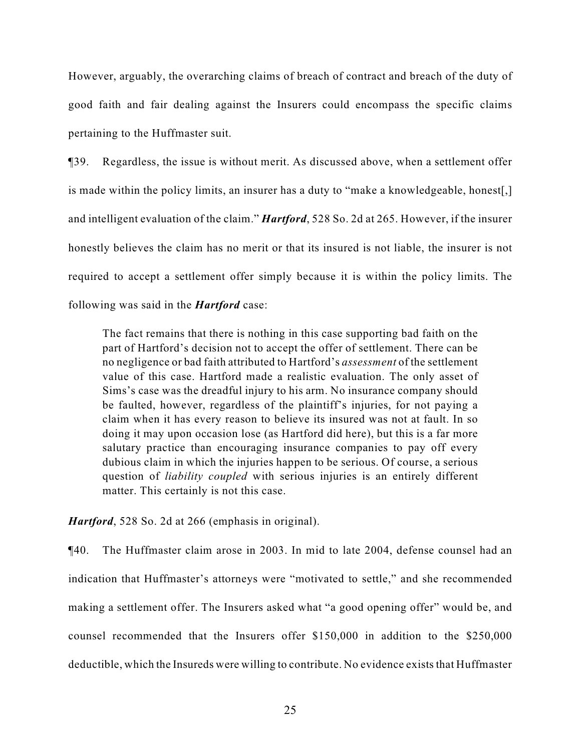However, arguably, the overarching claims of breach of contract and breach of the duty of good faith and fair dealing against the Insurers could encompass the specific claims pertaining to the Huffmaster suit.

¶39. Regardless, the issue is without merit. As discussed above, when a settlement offer is made within the policy limits, an insurer has a duty to "make a knowledgeable, honest[,] and intelligent evaluation of the claim." ***Hartford***, 528 So. 2d at 265. However, if the insurer honestly believes the claim has no merit or that its insured is not liable, the insurer is not required to accept a settlement offer simply because it is within the policy limits. The following was said in the ***Hartford*** case:

> The fact remains that there is nothing in this case supporting bad faith on the part of Hartford's decision not to accept the offer of settlement. There can be no negligence or bad faith attributed to Hartford's *assessment* of the settlement value of this case. Hartford made a realistic evaluation. The only asset of Sims's case was the dreadful injury to his arm. No insurance company should be faulted, however, regardless of the plaintiff's injuries, for not paying a claim when it has every reason to believe its insured was not at fault. In so doing it may upon occasion lose (as Hartford did here), but this is a far more salutary practice than encouraging insurance companies to pay off every dubious claim in which the injuries happen to be serious. Of course, a serious question of *liability coupled* with serious injuries is an entirely different matter. This certainly is not this case.

***Hartford***, 528 So. 2d at 266 (emphasis in original).

¶40. The Huffmaster claim arose in 2003. In mid to late 2004, defense counsel had an indication that Huffmaster's attorneys were "motivated to settle," and she recommended making a settlement offer. The Insurers asked what "a good opening offer" would be, and counsel recommended that the Insurers offer $150,000 in addition to the $250,000 deductible, which the Insureds were willing to contribute. No evidence exists that Huffmaster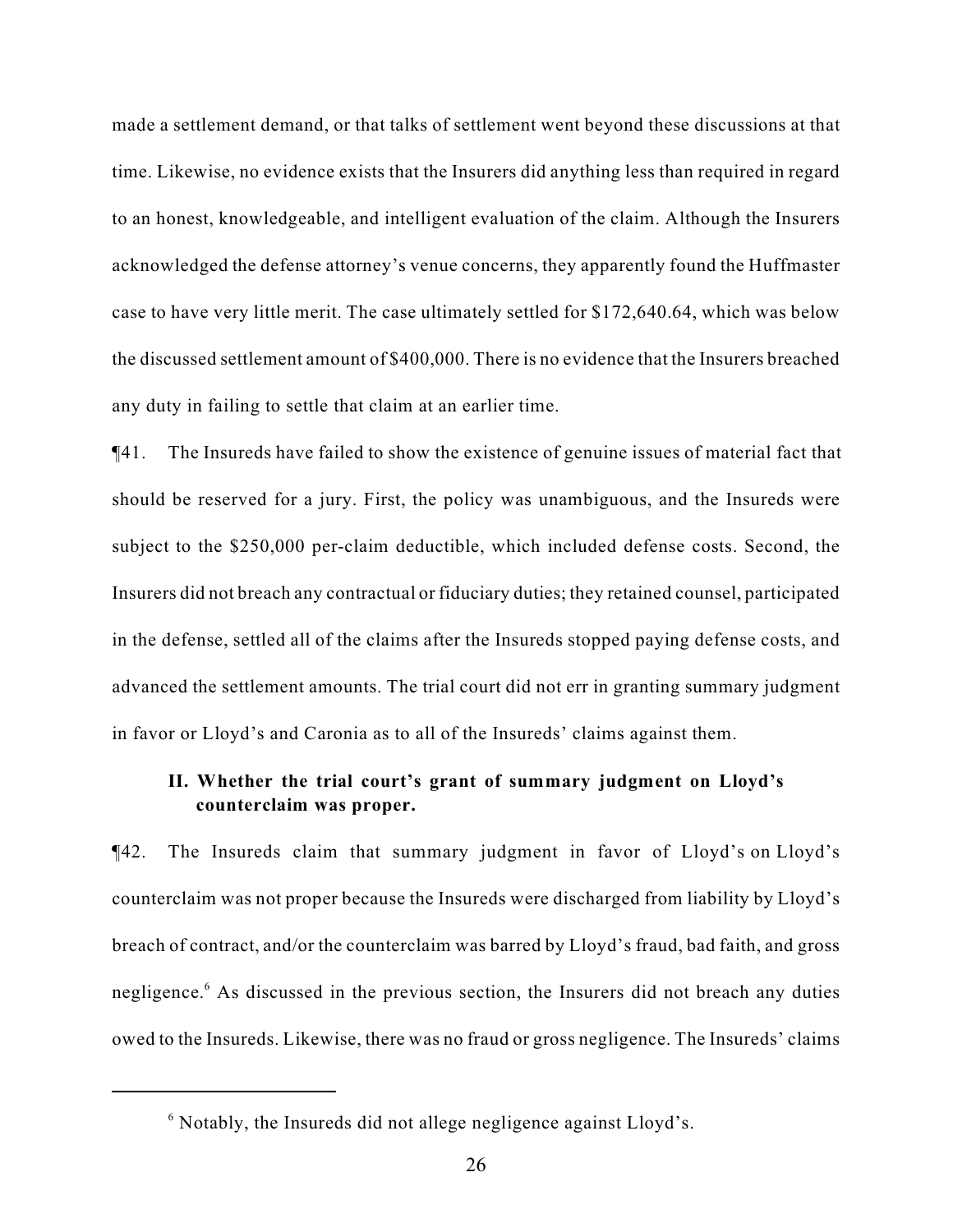made a settlement demand, or that talks of settlement went beyond these discussions at that time. Likewise, no evidence exists that the Insurers did anything less than required in regard to an honest, knowledgeable, and intelligent evaluation of the claim. Although the Insurers acknowledged the defense attorney's venue concerns, they apparently found the Huffmaster case to have very little merit. The case ultimately settled for $172,640.64, which was below the discussed settlement amount of $400,000. There is no evidence that the Insurers breached any duty in failing to settle that claim at an earlier time.

¶41. The Insureds have failed to show the existence of genuine issues of material fact that should be reserved for a jury. First, the policy was unambiguous, and the Insureds were subject to the $250,000 per-claim deductible, which included defense costs. Second, the Insurers did not breach any contractual or fiduciary duties; they retained counsel, participated in the defense, settled all of the claims after the Insureds stopped paying defense costs, and advanced the settlement amounts. The trial court did not err in granting summary judgment in favor or Lloyd's and Caronia as to all of the Insureds' claims against them.

### II. Whether the trial court's grant of summary judgment on Lloyd's counterclaim was proper.

¶42. The Insureds claim that summary judgment in favor of Lloyd's on Lloyd's counterclaim was not proper because the Insureds were discharged from liability by Lloyd's breach of contract, and/or the counterclaim was barred by Lloyd's fraud, bad faith, and gross negligence.[6] As discussed in the previous section, the Insurers did not breach any duties owed to the Insureds. Likewise, there was no fraud or gross negligence. The Insureds' claims

[6] Notably, the Insureds did not allege negligence against Lloyd's.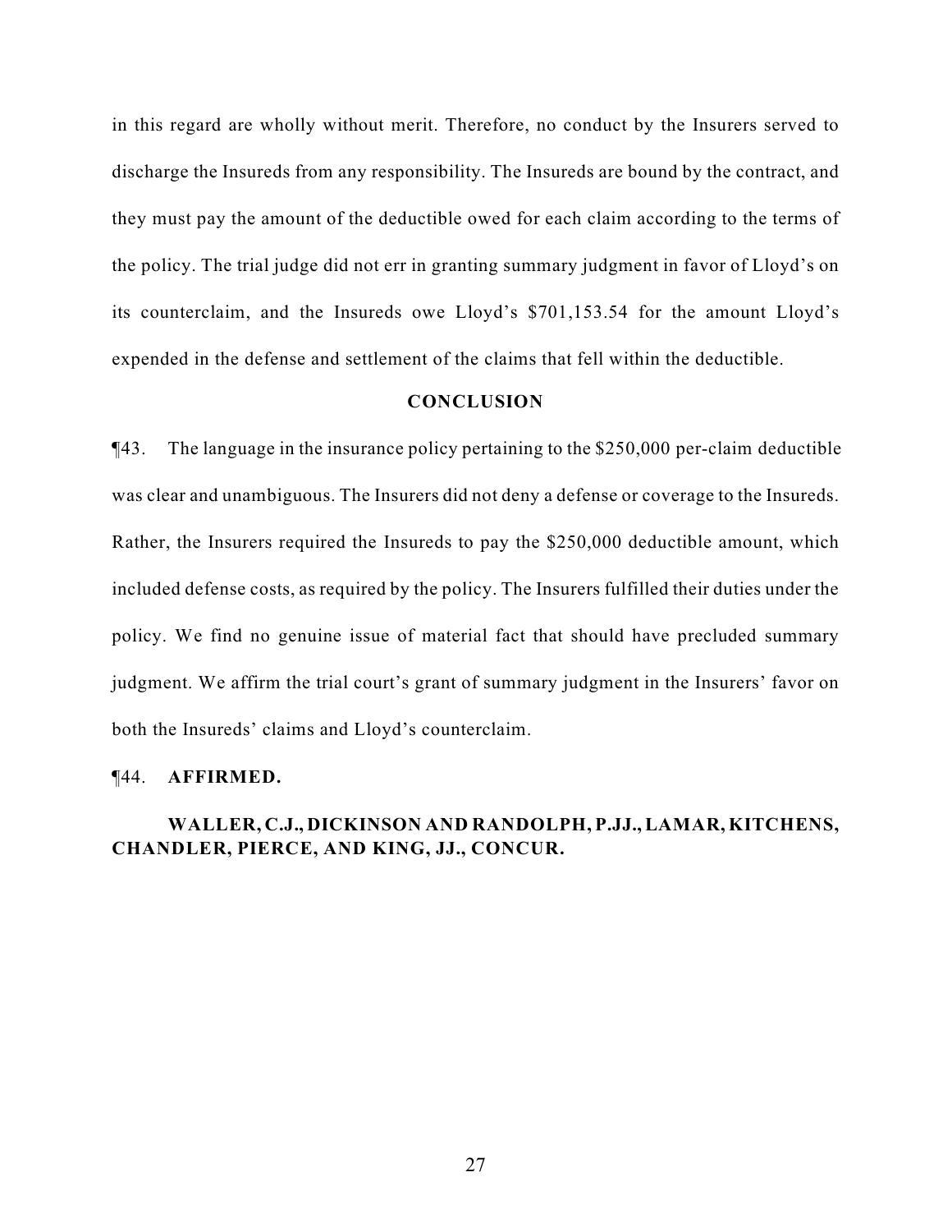in this regard are wholly without merit. Therefore, no conduct by the Insurers served to discharge the Insureds from any responsibility. The Insureds are bound by the contract, and they must pay the amount of the deductible owed for each claim according to the terms of the policy. The trial judge did not err in granting summary judgment in favor of Lloyd's on its counterclaim, and the Insureds owe Lloyd's $701,153.54 for the amount Lloyd's expended in the defense and settlement of the claims that fell within the deductible.

## CONCLUSION

¶43. The language in the insurance policy pertaining to the $250,000 per-claim deductible was clear and unambiguous. The Insurers did not deny a defense or coverage to the Insureds. Rather, the Insurers required the Insureds to pay the $250,000 deductible amount, which included defense costs, as required by the policy. The Insurers fulfilled their duties under the policy. We find no genuine issue of material fact that should have precluded summary judgment. We affirm the trial court's grant of summary judgment in the Insurers' favor on both the Insureds' claims and Lloyd's counterclaim.

¶44. **AFFIRMED.**

**WALLER, C.J., DICKINSON AND RANDOLPH, P.JJ., LAMAR, KITCHENS, CHANDLER, PIERCE, AND KING, JJ., CONCUR.**